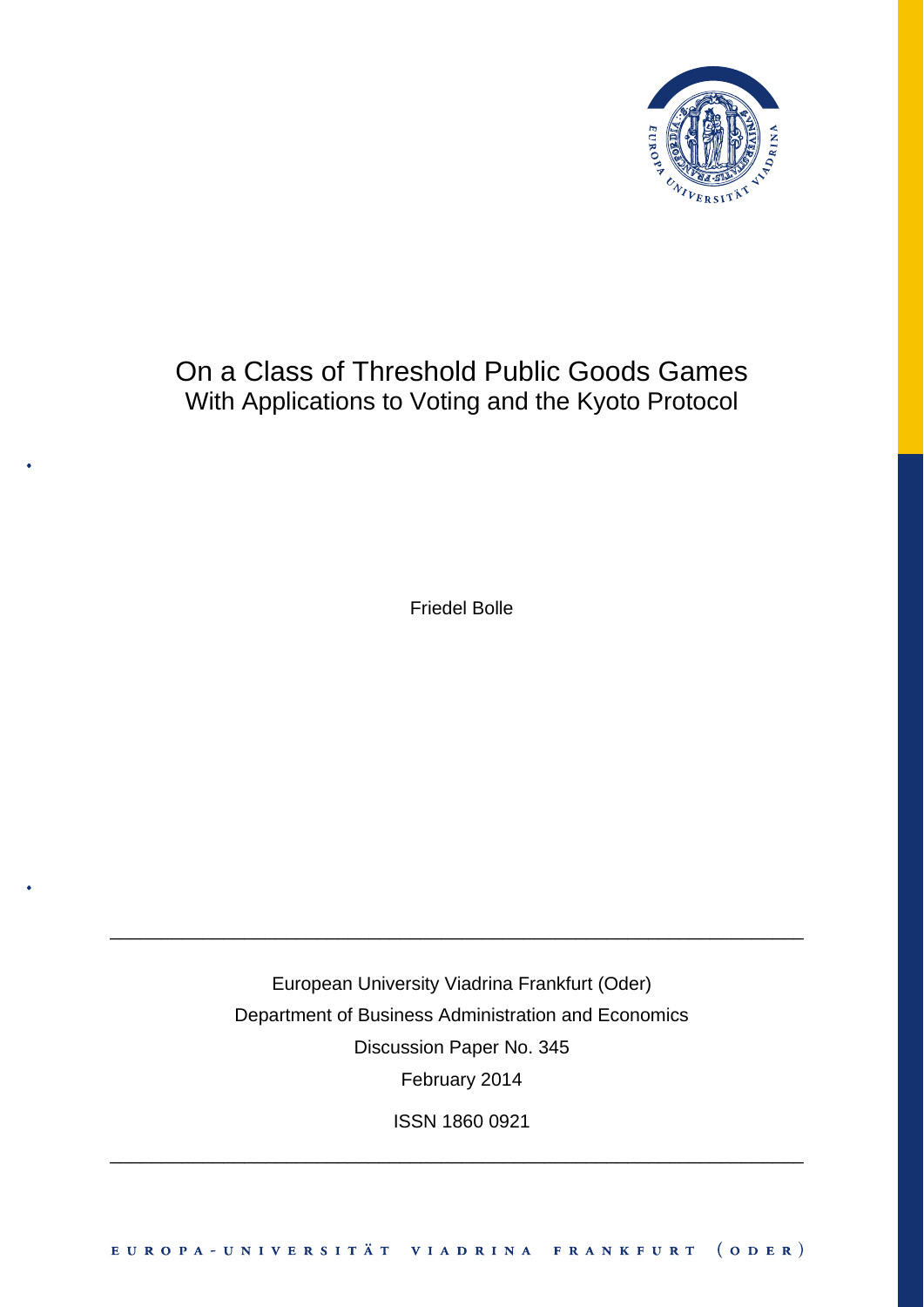# On a Class of Threshold Public Goods Games

## With Applications to Voting and the Kyoto Protocol

Friedel Bolle

---

European University Viadrina Frankfurt (Oder)

Department of Business Administration and Economics

Discussion Paper No. 345

February 2014

ISSN 1860 0921

---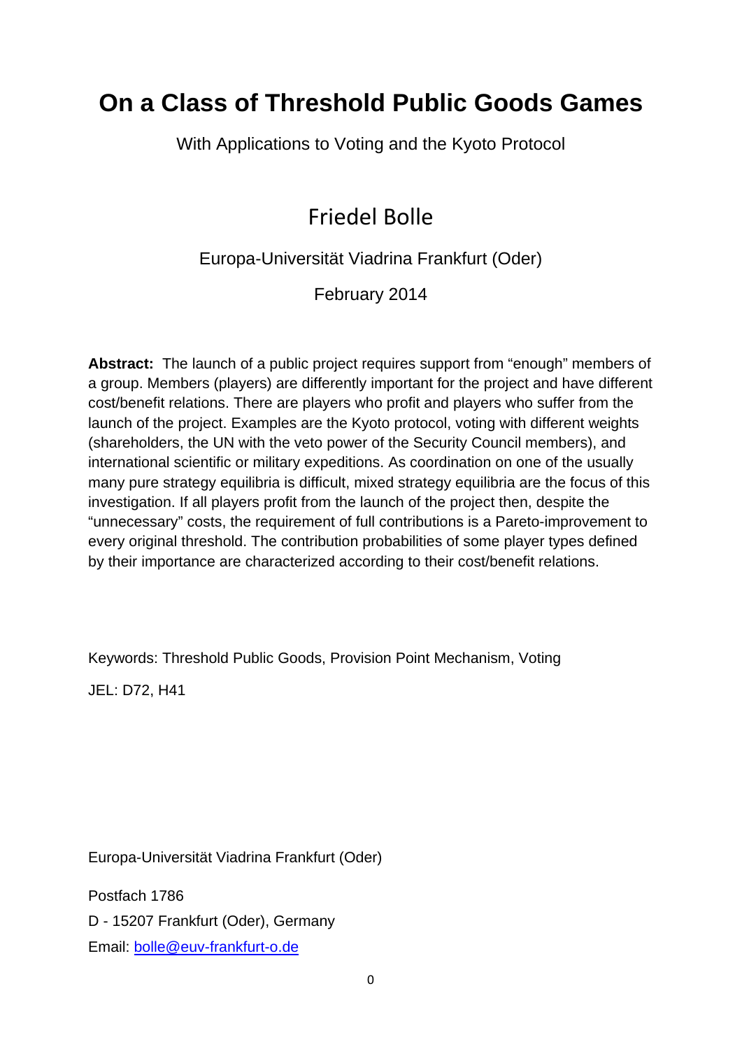# On a Class of Threshold Public Goods Games

With Applications to Voting and the Kyoto Protocol

Friedel Bolle

Europa-Universität Viadrina Frankfurt (Oder)

February 2014

**Abstract:** The launch of a public project requires support from "enough" members of a group. Members (players) are differently important for the project and have different cost/benefit relations. There are players who profit and players who suffer from the launch of the project. Examples are the Kyoto protocol, voting with different weights (shareholders, the UN with the veto power of the Security Council members), and international scientific or military expeditions. As coordination on one of the usually many pure strategy equilibria is difficult, mixed strategy equilibria are the focus of this investigation. If all players profit from the launch of the project then, despite the "unnecessary" costs, the requirement of full contributions is a Pareto-improvement to every original threshold. The contribution probabilities of some player types defined by their importance are characterized according to their cost/benefit relations.

Keywords: Threshold Public Goods, Provision Point Mechanism, Voting

JEL: D72, H41

Europa-Universität Viadrina Frankfurt (Oder)

Postfach 1786

D - 15207 Frankfurt (Oder), Germany

Email: bolle@euv-frankfurt-o.de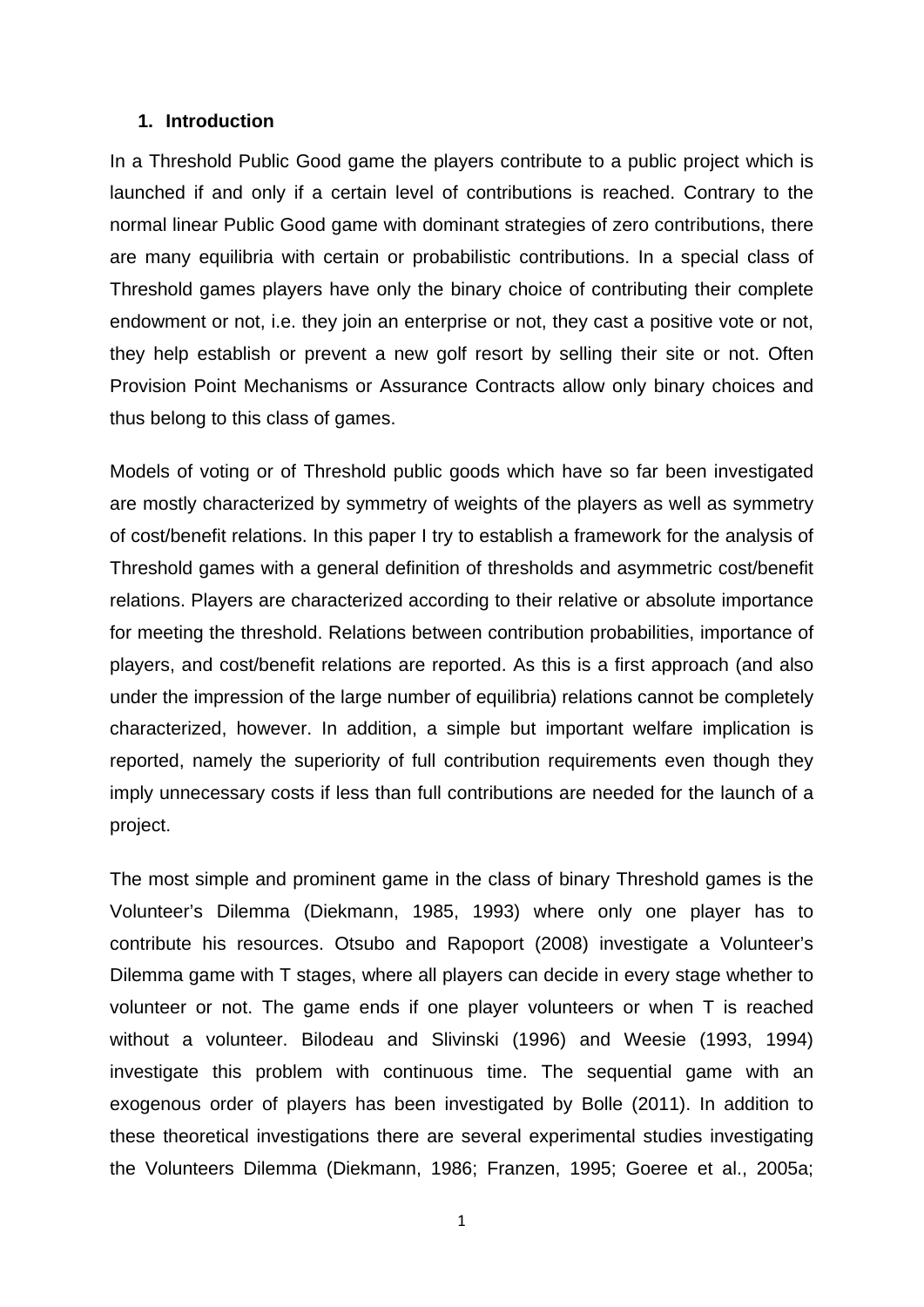## 1. Introduction

In a Threshold Public Good game the players contribute to a public project which is launched if and only if a certain level of contributions is reached. Contrary to the normal linear Public Good game with dominant strategies of zero contributions, there are many equilibria with certain or probabilistic contributions. In a special class of Threshold games players have only the binary choice of contributing their complete endowment or not, i.e. they join an enterprise or not, they cast a positive vote or not, they help establish or prevent a new golf resort by selling their site or not. Often Provision Point Mechanisms or Assurance Contracts allow only binary choices and thus belong to this class of games.

Models of voting or of Threshold public goods which have so far been investigated are mostly characterized by symmetry of weights of the players as well as symmetry of cost/benefit relations. In this paper I try to establish a framework for the analysis of Threshold games with a general definition of thresholds and asymmetric cost/benefit relations. Players are characterized according to their relative or absolute importance for meeting the threshold. Relations between contribution probabilities, importance of players, and cost/benefit relations are reported. As this is a first approach (and also under the impression of the large number of equilibria) relations cannot be completely characterized, however. In addition, a simple but important welfare implication is reported, namely the superiority of full contribution requirements even though they imply unnecessary costs if less than full contributions are needed for the launch of a project.

The most simple and prominent game in the class of binary Threshold games is the Volunteer's Dilemma (Diekmann, 1985, 1993) where only one player has to contribute his resources. Otsubo and Rapoport (2008) investigate a Volunteer's Dilemma game with T stages, where all players can decide in every stage whether to volunteer or not. The game ends if one player volunteers or when T is reached without a volunteer. Bilodeau and Slivinski (1996) and Weesie (1993, 1994) investigate this problem with continuous time. The sequential game with an exogenous order of players has been investigated by Bolle (2011). In addition to these theoretical investigations there are several experimental studies investigating the Volunteers Dilemma (Diekmann, 1986; Franzen, 1995; Goeree et al., 2005a;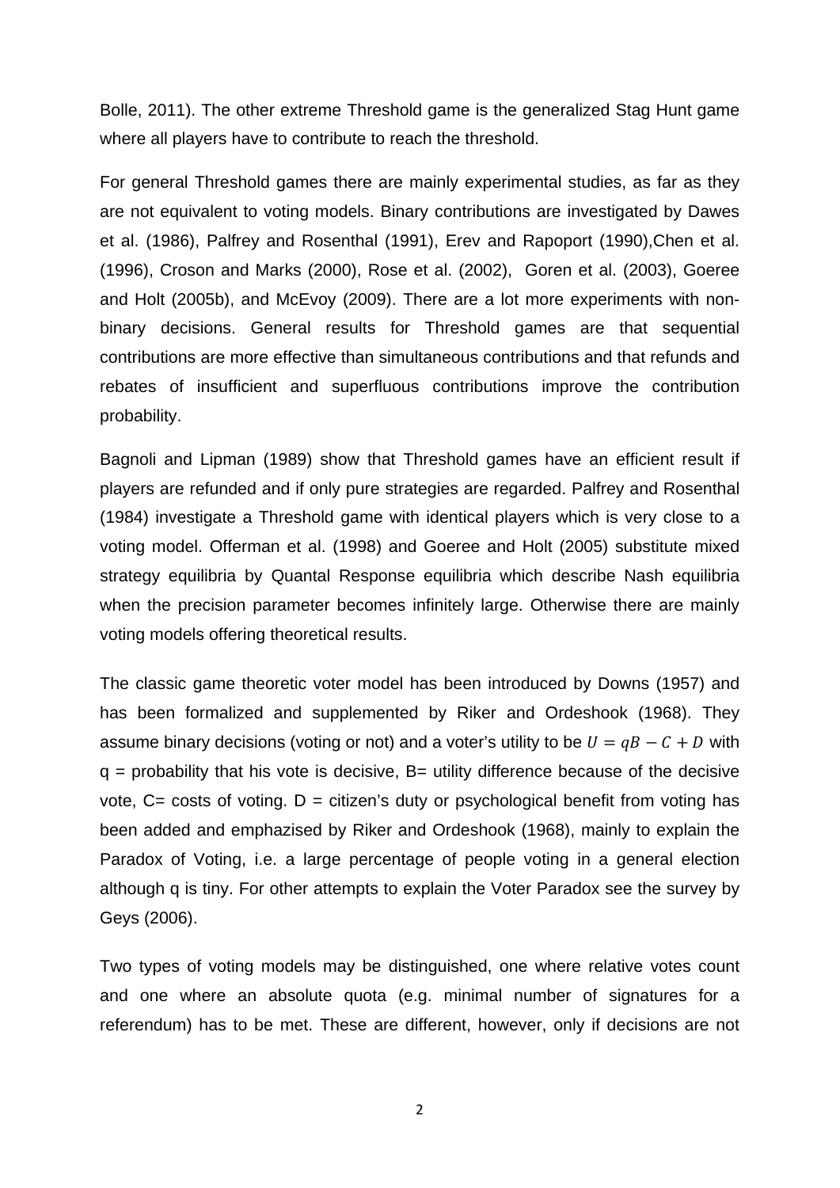Bolle, 2011). The other extreme Threshold game is the generalized Stag Hunt game where all players have to contribute to reach the threshold.

For general Threshold games there are mainly experimental studies, as far as they are not equivalent to voting models. Binary contributions are investigated by Dawes et al. (1986), Palfrey and Rosenthal (1991), Erev and Rapoport (1990),Chen et al. (1996), Croson and Marks (2000), Rose et al. (2002), Goren et al. (2003), Goeree and Holt (2005b), and McEvoy (2009). There are a lot more experiments with non-binary decisions. General results for Threshold games are that sequential contributions are more effective than simultaneous contributions and that refunds and rebates of insufficient and superfluous contributions improve the contribution probability.

Bagnoli and Lipman (1989) show that Threshold games have an efficient result if players are refunded and if only pure strategies are regarded. Palfrey and Rosenthal (1984) investigate a Threshold game with identical players which is very close to a voting model. Offerman et al. (1998) and Goeree and Holt (2005) substitute mixed strategy equilibria by Quantal Response equilibria which describe Nash equilibria when the precision parameter becomes infinitely large. Otherwise there are mainly voting models offering theoretical results.

The classic game theoretic voter model has been introduced by Downs (1957) and has been formalized and supplemented by Riker and Ordeshook (1968). They assume binary decisions (voting or not) and a voter's utility to be $U = qB - C + D$ with q = probability that his vote is decisive, B= utility difference because of the decisive vote, C= costs of voting. D = citizen's duty or psychological benefit from voting has been added and emphasized by Riker and Ordeshook (1968), mainly to explain the Paradox of Voting, i.e. a large percentage of people voting in a general election although q is tiny. For other attempts to explain the Voter Paradox see the survey by Geys (2006).

Two types of voting models may be distinguished, one where relative votes count and one where an absolute quota (e.g. minimal number of signatures for a referendum) has to be met. These are different, however, only if decisions are not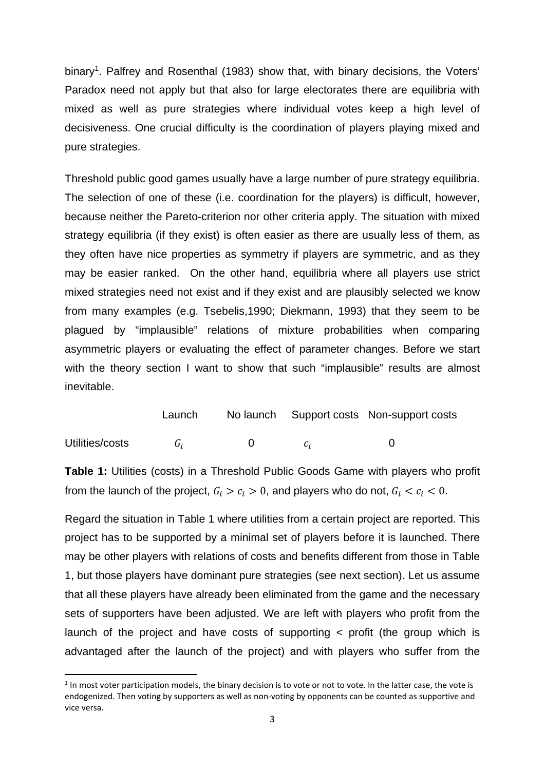binary[1]. Palfrey and Rosenthal (1983) show that, with binary decisions, the Voters' Paradox need not apply but that also for large electorates there are equilibria with mixed as well as pure strategies where individual votes keep a high level of decisiveness. One crucial difficulty is the coordination of players playing mixed and pure strategies.

Threshold public good games usually have a large number of pure strategy equilibria. The selection of one of these (i.e. coordination for the players) is difficult, however, because neither the Pareto-criterion nor other criteria apply. The situation with mixed strategy equilibria (if they exist) is often easier as there are usually less of them, as they often have nice properties as symmetry if players are symmetric, and as they may be easier ranked. On the other hand, equilibria where all players use strict mixed strategies need not exist and if they exist and are plausibly selected we know from many examples (e.g. Tsebelis,1990; Diekmann, 1993) that they seem to be plagued by "implausible" relations of mixture probabilities when comparing asymmetric players or evaluating the effect of parameter changes. Before we start with the theory section I want to show that such "implausible" results are almost inevitable.

| | Launch | No launch | Support costs | Non-support costs |
|---|---|---|---|---|
| Utilities/costs | $G_i$ | 0 | $c_i$ | 0 |

**Table 1:** Utilities (costs) in a Threshold Public Goods Game with players who profit from the launch of the project, $G_i > c_i > 0$, and players who do not, $G_i < c_i < 0$.

Regard the situation in Table 1 where utilities from a certain project are reported. This project has to be supported by a minimal set of players before it is launched. There may be other players with relations of costs and benefits different from those in Table 1, but those players have dominant pure strategies (see next section). Let us assume that all these players have already been eliminated from the game and the necessary sets of supporters have been adjusted. We are left with players who profit from the launch of the project and have costs of supporting < profit (the group which is advantaged after the launch of the project) and with players who suffer from the

[1] In most voter participation models, the binary decision is to vote or not to vote. In the latter case, the vote is endogenized. Then voting by supporters as well as non-voting by opponents can be counted as supportive and vice versa.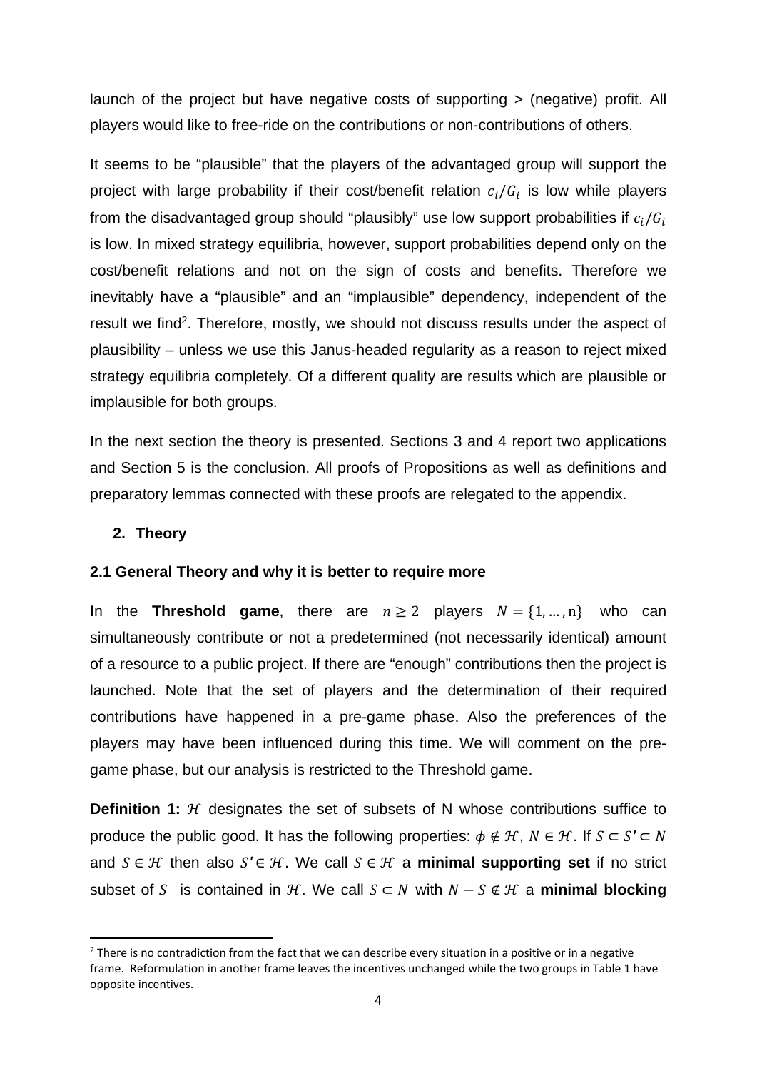launch of the project but have negative costs of supporting > (negative) profit. All players would like to free-ride on the contributions or non-contributions of others.

It seems to be "plausible" that the players of the advantaged group will support the project with large probability if their cost/benefit relation $c_i/G_i$ is low while players from the disadvantaged group should "plausibly" use low support probabilities if $c_i/G_i$ is low. In mixed strategy equilibria, however, support probabilities depend only on the cost/benefit relations and not on the sign of costs and benefits. Therefore we inevitably have a "plausible" and an "implausible" dependency, independent of the result we find[2]. Therefore, mostly, we should not discuss results under the aspect of plausibility – unless we use this Janus-headed regularity as a reason to reject mixed strategy equilibria completely. Of a different quality are results which are plausible or implausible for both groups.

In the next section the theory is presented. Sections 3 and 4 report two applications and Section 5 is the conclusion. All proofs of Propositions as well as definitions and preparatory lemmas connected with these proofs are relegated to the appendix.

## 2. Theory

### 2.1 General Theory and why it is better to require more

In the **Threshold game**, there are $n \geq 2$ players $N = \{1, \ldots, \mathrm{n}\}$ who can simultaneously contribute or not a predetermined (not necessarily identical) amount of a resource to a public project. If there are "enough" contributions then the project is launched. Note that the set of players and the determination of their required contributions have happened in a pre-game phase. Also the preferences of the players may have been influenced during this time. We will comment on the pre-game phase, but our analysis is restricted to the Threshold game.

**Definition 1:** $\mathcal{H}$ designates the set of subsets of N whose contributions suffice to produce the public good. It has the following properties: $\phi \notin \mathcal{H}$, $N \in \mathcal{H}$. If $S \subset S' \subset N$ and $S \in \mathcal{H}$ then also $S' \in \mathcal{H}$. We call $S \in \mathcal{H}$ a **minimal supporting set** if no strict subset of $S$ is contained in $\mathcal{H}$. We call $S \subset N$ with $N - S \notin \mathcal{H}$ a **minimal blocking**

[2] There is no contradiction from the fact that we can describe every situation in a positive or in a negative frame. Reformulation in another frame leaves the incentives unchanged while the two groups in Table 1 have opposite incentives.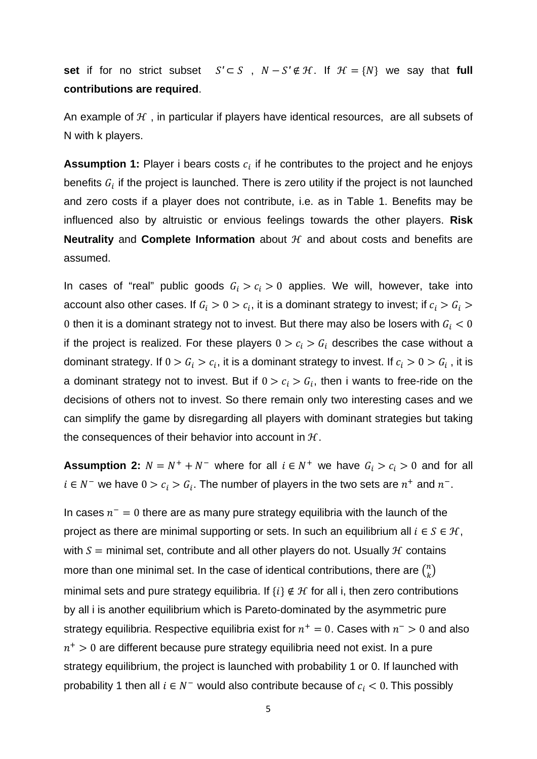**set** if for no strict subset $S' \subset S$ , $N - S' \notin \mathcal{H}$. If $\mathcal{H} = \{N\}$ we say that **full contributions are required**.

An example of $\mathcal{H}$ , in particular if players have identical resources, are all subsets of N with k players.

**Assumption 1:** Player i bears costs $c_i$ if he contributes to the project and he enjoys benefits $G_i$ if the project is launched. There is zero utility if the project is not launched and zero costs if a player does not contribute, i.e. as in Table 1. Benefits may be influenced also by altruistic or envious feelings towards the other players. **Risk Neutrality** and **Complete Information** about $\mathcal{H}$ and about costs and benefits are assumed.

In cases of "real" public goods $G_i > c_i > 0$ applies. We will, however, take into account also other cases. If $G_i > 0 > c_i$, it is a dominant strategy to invest; if $c_i > G_i > 0$ then it is a dominant strategy not to invest. But there may also be losers with $G_i < 0$ if the project is realized. For these players $0 > c_i > G_i$ describes the case without a dominant strategy. If $0 > G_i > c_i$, it is a dominant strategy to invest. If $c_i > 0 > G_i$ , it is a dominant strategy not to invest. But if $0 > c_i > G_i$, then i wants to free-ride on the decisions of others not to invest. So there remain only two interesting cases and we can simplify the game by disregarding all players with dominant strategies but taking the consequences of their behavior into account in $\mathcal{H}$.

**Assumption 2:** $N = N^+ + N^-$ where for all $i \in N^+$ we have $G_i > c_i > 0$ and for all $i \in N^-$ we have $0 > c_i > G_i$. The number of players in the two sets are $n^+$ and $n^-$.

In cases $n^- = 0$ there are as many pure strategy equilibria with the launch of the project as there are minimal supporting or sets. In such an equilibrium all $i \in S \in \mathcal{H}$, with $S =$ minimal set, contribute and all other players do not. Usually $\mathcal{H}$ contains more than one minimal set. In the case of identical contributions, there are $\binom{n}{k}$ minimal sets and pure strategy equilibria. If $\{i\} \notin \mathcal{H}$ for all i, then zero contributions by all i is another equilibrium which is Pareto-dominated by the asymmetric pure strategy equilibria. Respective equilibria exist for $n^+ = 0$. Cases with $n^- > 0$ and also $n^+ > 0$ are different because pure strategy equilibria need not exist. In a pure strategy equilibrium, the project is launched with probability 1 or 0. If launched with probability 1 then all $i \in N^-$ would also contribute because of $c_i < 0$. This possibly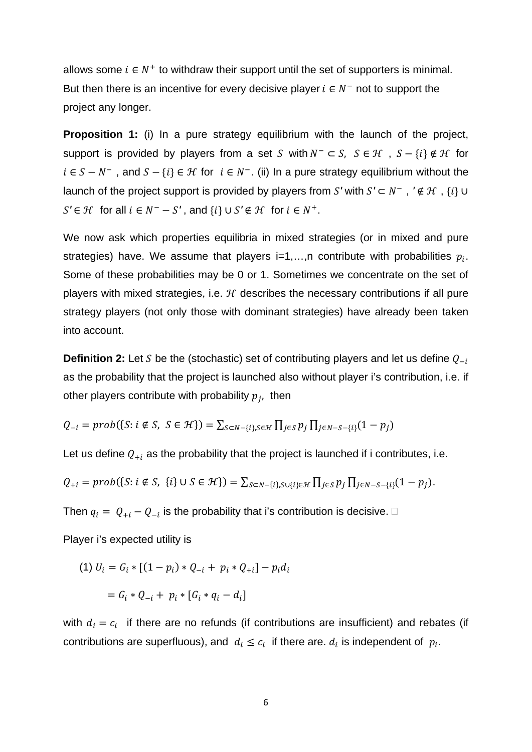allows some $i \in N^+$ to withdraw their support until the set of supporters is minimal. But then there is an incentive for every decisive player $i \in N^-$ not to support the project any longer.

**Proposition 1:** (i) In a pure strategy equilibrium with the launch of the project, support is provided by players from a set $S$ with $N^- \subset S$, $S \in \mathcal{H}$, $S - \{i\} \notin \mathcal{H}$ for $i \in S - N^-$, and $S - \{i\} \in \mathcal{H}$ for $i \in N^-$. (ii) In a pure strategy equilibrium without the launch of the project support is provided by players from $S'$ with $S' \subset N^-$, $' \notin \mathcal{H}$, $\{i\} \cup S' \in \mathcal{H}$ for all $i \in N^- - S'$, and $\{i\} \cup S' \notin \mathcal{H}$ for $i \in N^+$.

We now ask which properties equilibria in mixed strategies (or in mixed and pure strategies) have. We assume that players i=1,…,n contribute with probabilities $p_i$. Some of these probabilities may be 0 or 1. Sometimes we concentrate on the set of players with mixed strategies, i.e. $\mathcal{H}$ describes the necessary contributions if all pure strategy players (not only those with dominant strategies) have already been taken into account.

**Definition 2:** Let $S$ be the (stochastic) set of contributing players and let us define $Q_{-i}$ as the probability that the project is launched also without player i's contribution, i.e. if other players contribute with probability $p_j$, then

$$Q_{-i} = prob(\{S: i \notin S,\ S \in \mathcal{H}\}) = \sum_{S \subset N-\{i\}, S \in \mathcal{H}} \prod_{j \in S} p_j \prod_{j \in N-S-\{i\}} (1 - p_j)$$

Let us define $Q_{+i}$ as the probability that the project is launched if i contributes, i.e.

$$Q_{+i} = prob(\{S: i \notin S,\ \{i\} \cup S \in \mathcal{H}\}) = \sum_{S \subset N-\{i\}, S \cup \{i\} \in \mathcal{H}} \prod_{j \in S} p_j \prod_{j \in N-S-\{i\}} (1 - p_j).$$

Then $q_i = Q_{+i} - Q_{-i}$ is the probability that i's contribution is decisive. □

Player i's expected utility is

$$(1)\ U_i = G_i * [(1 - p_i) * Q_{-i} + p_i * Q_{+i}] - p_i d_i$$

$$= G_i * Q_{-i} + p_i * [G_i * q_i - d_i]$$

with $d_i = c_i$ if there are no refunds (if contributions are insufficient) and rebates (if contributions are superfluous), and $d_i \leq c_i$ if there are. $d_i$ is independent of $p_i$.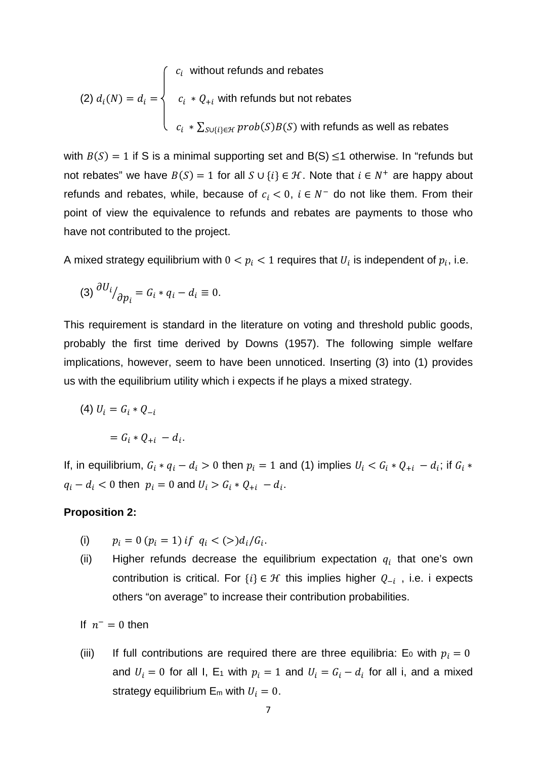$$(2)\ d_i(N) = d_i = \begin{cases} c_i & \text{without refunds and rebates} \\ c_i * Q_{+i} & \text{with refunds but not rebates} \\ c_i * \sum_{S \cup \{i\} \in \mathcal{H}} prob(S)B(S) & \text{with refunds as well as rebates} \end{cases}$$

with $B(S) = 1$ if S is a minimal supporting set and B(S) ≤1 otherwise. In "refunds but not rebates" we have $B(S) = 1$ for all $S \cup \{i\} \in \mathcal{H}$. Note that $i \in N^+$ are happy about refunds and rebates, while, because of $c_i < 0$, $i \in N^-$ do not like them. From their point of view the equivalence to refunds and rebates are payments to those who have not contributed to the project.

A mixed strategy equilibrium with $0 < p_i < 1$ requires that $U_i$ is independent of $p_i$, i.e.

$$(3)\ \partial U_i / \partial p_i = G_i * q_i - d_i \equiv 0.$$

This requirement is standard in the literature on voting and threshold public goods, probably the first time derived by Downs (1957). The following simple welfare implications, however, seem to have been unnoticed. Inserting (3) into (1) provides us with the equilibrium utility which i expects if he plays a mixed strategy.

$$(4)\ U_i = G_i * Q_{-i}$$

$$= G_i * Q_{+i} - d_i.$$

If, in equilibrium, $G_i * q_i - d_i > 0$ then $p_i = 1$ and (1) implies $U_i < G_i * Q_{+i} - d_i$; if $G_i * q_i - d_i < 0$ then $p_i = 0$ and $U_i > G_i * Q_{+i} - d_i$.

**Proposition 2:**

(i) $p_i = 0\ (p_i = 1)\ if\ \ q_i < (>) d_i/G_i$.

(ii) Higher refunds decrease the equilibrium expectation $q_i$ that one's own contribution is critical. For $\{i\} \in \mathcal{H}$ this implies higher $Q_{-i}$ , i.e. i expects others "on average" to increase their contribution probabilities.

If $n^- = 0$ then

(iii) If full contributions are required there are three equilibria: E$_0$ with $p_i = 0$ and $U_i = 0$ for all I, E$_1$ with $p_i = 1$ and $U_i = G_i - d_i$ for all i, and a mixed strategy equilibrium E$_m$ with $U_i = 0$.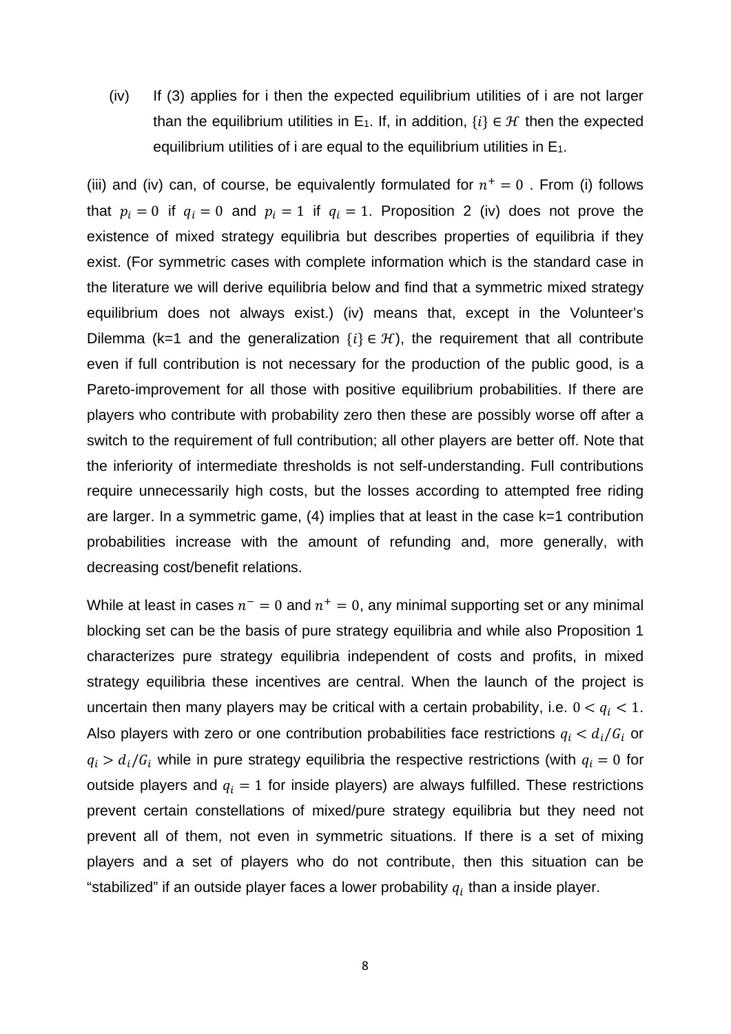(iv) If (3) applies for i then the expected equilibrium utilities of i are not larger than the equilibrium utilities in E[1]. If, in addition, $\{i\} \in \mathcal{H}$ then the expected equilibrium utilities of i are equal to the equilibrium utilities in E[1].

(iii) and (iv) can, of course, be equivalently formulated for $n^{+} = 0$ . From (i) follows that $p_i = 0$ if $q_i = 0$ and $p_i = 1$ if $q_i = 1$. Proposition 2 (iv) does not prove the existence of mixed strategy equilibria but describes properties of equilibria if they exist. (For symmetric cases with complete information which is the standard case in the literature we will derive equilibria below and find that a symmetric mixed strategy equilibrium does not always exist.) (iv) means that, except in the Volunteer's Dilemma (k=1 and the generalization $\{i\} \in \mathcal{H}$), the requirement that all contribute even if full contribution is not necessary for the production of the public good, is a Pareto-improvement for all those with positive equilibrium probabilities. If there are players who contribute with probability zero then these are possibly worse off after a switch to the requirement of full contribution; all other players are better off. Note that the inferiority of intermediate thresholds is not self-understanding. Full contributions require unnecessarily high costs, but the losses according to attempted free riding are larger. In a symmetric game, (4) implies that at least in the case k=1 contribution probabilities increase with the amount of refunding and, more generally, with decreasing cost/benefit relations.

While at least in cases $n^{-} = 0$ and $n^{+} = 0$, any minimal supporting set or any minimal blocking set can be the basis of pure strategy equilibria and while also Proposition 1 characterizes pure strategy equilibria independent of costs and profits, in mixed strategy equilibria these incentives are central. When the launch of the project is uncertain then many players may be critical with a certain probability, i.e. $0 < q_i < 1$. Also players with zero or one contribution probabilities face restrictions $q_i < d_i/G_i$ or $q_i > d_i/G_i$ while in pure strategy equilibria the respective restrictions (with $q_i = 0$ for outside players and $q_i = 1$ for inside players) are always fulfilled. These restrictions prevent certain constellations of mixed/pure strategy equilibria but they need not prevent all of them, not even in symmetric situations. If there is a set of mixing players and a set of players who do not contribute, then this situation can be "stabilized" if an outside player faces a lower probability $q_i$ than a inside player.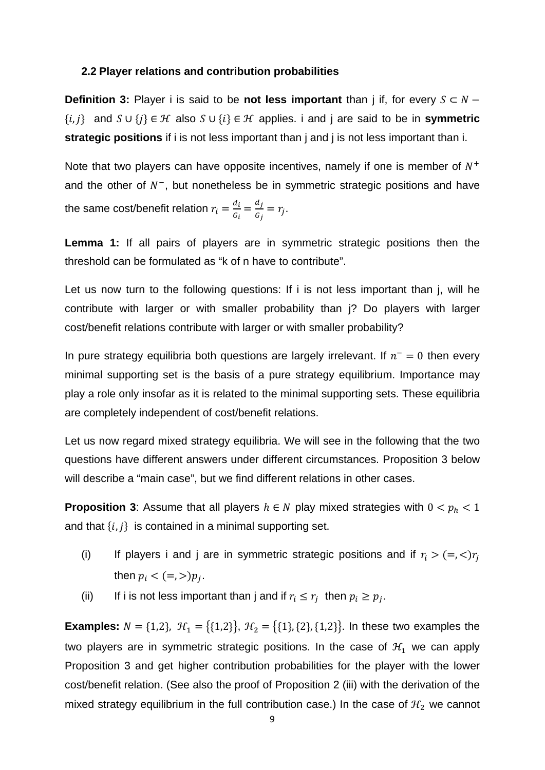### 2.2 Player relations and contribution probabilities

**Definition 3:** Player i is said to be **not less important** than j if, for every $S \subset N - \{i, j\}$ and $S \cup \{j\} \in \mathcal{H}$ also $S \cup \{i\} \in \mathcal{H}$ applies. i and j are said to be in **symmetric strategic positions** if i is not less important than j and j is not less important than i.

Note that two players can have opposite incentives, namely if one is member of $N^+$ and the other of $N^-$, but nonetheless be in symmetric strategic positions and have the same cost/benefit relation $r_i = \frac{d_i}{G_i} = \frac{d_j}{G_j} = r_j$.

**Lemma 1:** If all pairs of players are in symmetric strategic positions then the threshold can be formulated as "k of n have to contribute".

Let us now turn to the following questions: If i is not less important than j, will he contribute with larger or with smaller probability than j? Do players with larger cost/benefit relations contribute with larger or with smaller probability?

In pure strategy equilibria both questions are largely irrelevant. If $n^- = 0$ then every minimal supporting set is the basis of a pure strategy equilibrium. Importance may play a role only insofar as it is related to the minimal supporting sets. These equilibria are completely independent of cost/benefit relations.

Let us now regard mixed strategy equilibria. We will see in the following that the two questions have different answers under different circumstances. Proposition 3 below will describe a "main case", but we find different relations in other cases.

**Proposition 3**: Assume that all players $h \in N$ play mixed strategies with $0 < p_h < 1$ and that $\{i, j\}$ is contained in a minimal supporting set.

(i) If players i and j are in symmetric strategic positions and if $r_i > (=, <) r_j$ then $p_i < (=, >) p_j$.

(ii) If i is not less important than j and if $r_i \leq r_j$ then $p_i \geq p_j$.

**Examples:** $N = \{1,2\}$, $\mathcal{H}_1 = \{\{1,2\}\}$, $\mathcal{H}_2 = \{\{1\}, \{2\}, \{1,2\}\}$. In these two examples the two players are in symmetric strategic positions. In the case of $\mathcal{H}_1$ we can apply Proposition 3 and get higher contribution probabilities for the player with the lower cost/benefit relation. (See also the proof of Proposition 2 (iii) with the derivation of the mixed strategy equilibrium in the full contribution case.) In the case of $\mathcal{H}_2$ we cannot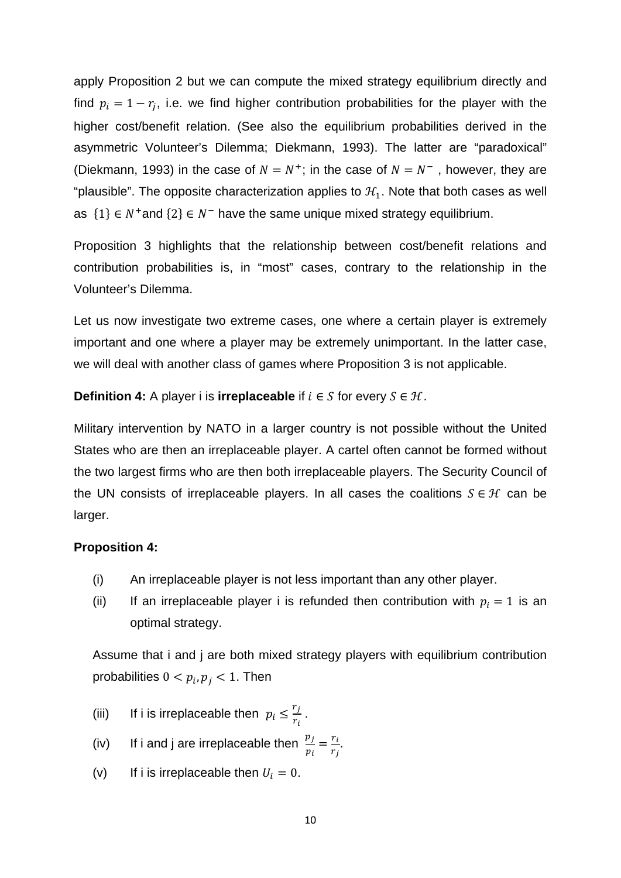apply Proposition 2 but we can compute the mixed strategy equilibrium directly and find $p_i = 1 - r_j$, i.e. we find higher contribution probabilities for the player with the higher cost/benefit relation. (See also the equilibrium probabilities derived in the asymmetric Volunteer's Dilemma; Diekmann, 1993). The latter are "paradoxical" (Diekmann, 1993) in the case of $N = N^+$; in the case of $N = N^-$ , however, they are "plausible". The opposite characterization applies to $\mathcal{H}_1$. Note that both cases as well as $\{1\} \in N^+$and $\{2\} \in N^-$ have the same unique mixed strategy equilibrium.

Proposition 3 highlights that the relationship between cost/benefit relations and contribution probabilities is, in "most" cases, contrary to the relationship in the Volunteer's Dilemma.

Let us now investigate two extreme cases, one where a certain player is extremely important and one where a player may be extremely unimportant. In the latter case, we will deal with another class of games where Proposition 3 is not applicable.

**Definition 4:** A player i is **irreplaceable** if $i \in S$ for every $S \in \mathcal{H}$.

Military intervention by NATO in a larger country is not possible without the United States who are then an irreplaceable player. A cartel often cannot be formed without the two largest firms who are then both irreplaceable players. The Security Council of the UN consists of irreplaceable players. In all cases the coalitions $S \in \mathcal{H}$ can be larger.

**Proposition 4:**

(i) An irreplaceable player is not less important than any other player.

(ii) If an irreplaceable player i is refunded then contribution with $p_i = 1$ is an optimal strategy.

Assume that i and j are both mixed strategy players with equilibrium contribution probabilities $0 < p_i, p_j < 1$. Then

(iii) If i is irreplaceable then $p_i \leq \frac{r_j}{r_i}$.

(iv) If i and j are irreplaceable then $\frac{p_j}{p_i} = \frac{r_i}{r_j}$.

(v) If i is irreplaceable then $U_i = 0$.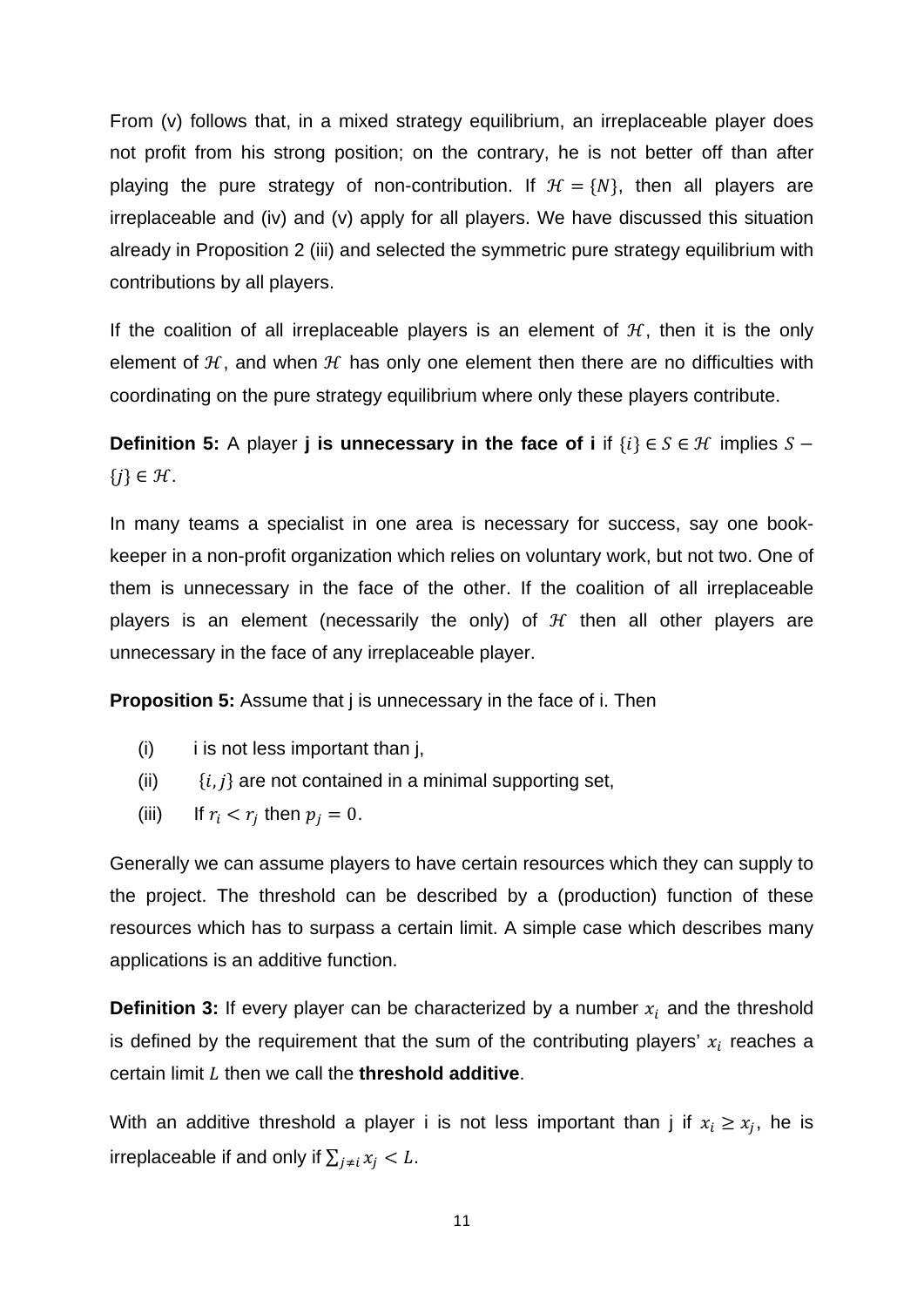From (v) follows that, in a mixed strategy equilibrium, an irreplaceable player does not profit from his strong position; on the contrary, he is not better off than after playing the pure strategy of non-contribution. If $\mathcal{H} = \{N\}$, then all players are irreplaceable and (iv) and (v) apply for all players. We have discussed this situation already in Proposition 2 (iii) and selected the symmetric pure strategy equilibrium with contributions by all players.

If the coalition of all irreplaceable players is an element of $\mathcal{H}$, then it is the only element of $\mathcal{H}$, and when $\mathcal{H}$ has only one element then there are no difficulties with coordinating on the pure strategy equilibrium where only these players contribute.

**Definition 5:** A player **j is unnecessary in the face of i** if $\{i\} \in S \in \mathcal{H}$ implies $S - \{j\} \in \mathcal{H}$.

In many teams a specialist in one area is necessary for success, say one book-keeper in a non-profit organization which relies on voluntary work, but not two. One of them is unnecessary in the face of the other. If the coalition of all irreplaceable players is an element (necessarily the only) of $\mathcal{H}$ then all other players are unnecessary in the face of any irreplaceable player.

**Proposition 5:** Assume that j is unnecessary in the face of i. Then

(i) i is not less important than j,

(ii) $\{i, j\}$ are not contained in a minimal supporting set,

(iii) If $r_i < r_j$ then $p_j = 0$.

Generally we can assume players to have certain resources which they can supply to the project. The threshold can be described by a (production) function of these resources which has to surpass a certain limit. A simple case which describes many applications is an additive function.

**Definition 3:** If every player can be characterized by a number $x_i$ and the threshold is defined by the requirement that the sum of the contributing players' $x_i$ reaches a certain limit $L$ then we call the **threshold additive**.

With an additive threshold a player i is not less important than j if $x_i \geq x_j$, he is irreplaceable if and only if $\sum_{j \neq i} x_j < L$.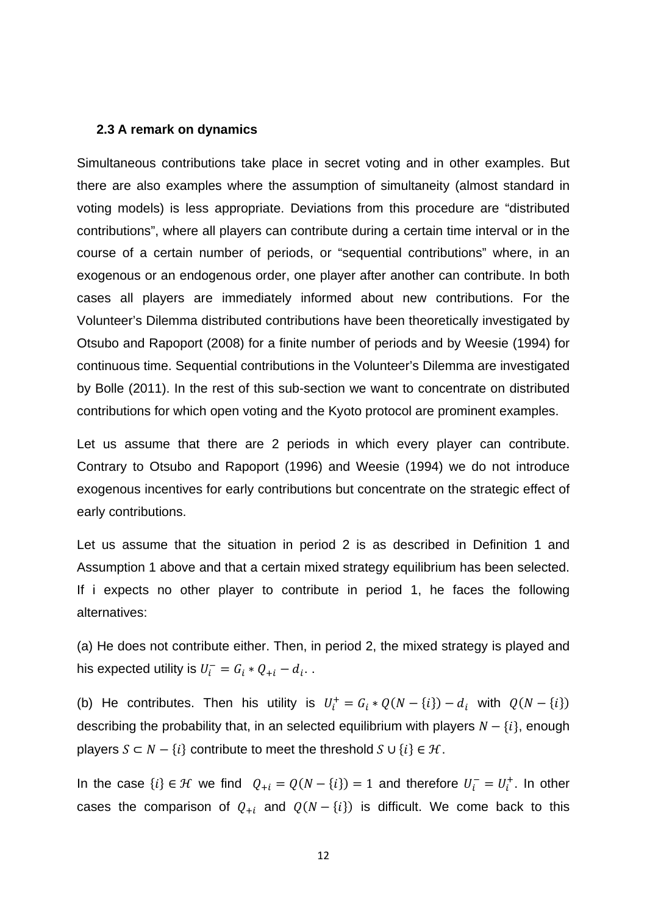### 2.3 A remark on dynamics

Simultaneous contributions take place in secret voting and in other examples. But there are also examples where the assumption of simultaneity (almost standard in voting models) is less appropriate. Deviations from this procedure are "distributed contributions", where all players can contribute during a certain time interval or in the course of a certain number of periods, or "sequential contributions" where, in an exogenous or an endogenous order, one player after another can contribute. In both cases all players are immediately informed about new contributions. For the Volunteer's Dilemma distributed contributions have been theoretically investigated by Otsubo and Rapoport (2008) for a finite number of periods and by Weesie (1994) for continuous time. Sequential contributions in the Volunteer's Dilemma are investigated by Bolle (2011). In the rest of this sub-section we want to concentrate on distributed contributions for which open voting and the Kyoto protocol are prominent examples.

Let us assume that there are 2 periods in which every player can contribute. Contrary to Otsubo and Rapoport (1996) and Weesie (1994) we do not introduce exogenous incentives for early contributions but concentrate on the strategic effect of early contributions.

Let us assume that the situation in period 2 is as described in Definition 1 and Assumption 1 above and that a certain mixed strategy equilibrium has been selected. If i expects no other player to contribute in period 1, he faces the following alternatives:

(a) He does not contribute either. Then, in period 2, the mixed strategy is played and his expected utility is $U_i^- = G_i * Q_{+i} - d_i$. .

(b) He contributes. Then his utility is $U_i^+ = G_i * Q(N - \{i\}) - d_i$ with $Q(N - \{i\})$ describing the probability that, in an selected equilibrium with players $N - \{i\}$, enough players $S \subset N - \{i\}$ contribute to meet the threshold $S \cup \{i\} \in \mathcal{H}$.

In the case $\{i\} \in \mathcal{H}$ we find $Q_{+i} = Q(N - \{i\}) = 1$ and therefore $U_i^- = U_i^+$. In other cases the comparison of $Q_{+i}$ and $Q(N - \{i\})$ is difficult. We come back to this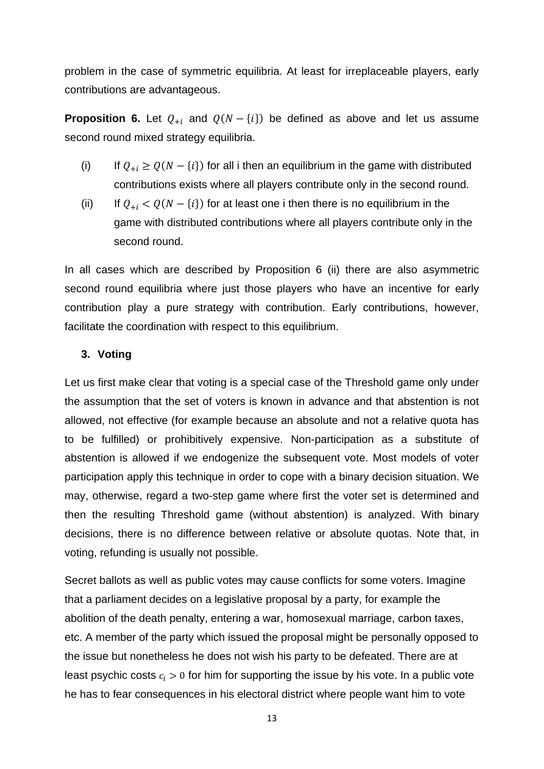problem in the case of symmetric equilibria. At least for irreplaceable players, early contributions are advantageous.

**Proposition 6.** Let $Q_{+i}$ and $Q(N - \{i\})$ be defined as above and let us assume second round mixed strategy equilibria.

(i) If $Q_{+i} \geq Q(N - \{i\})$ for all i then an equilibrium in the game with distributed contributions exists where all players contribute only in the second round.

(ii) If $Q_{+i} < Q(N - \{i\})$ for at least one i then there is no equilibrium in the game with distributed contributions where all players contribute only in the second round.

In all cases which are described by Proposition 6 (ii) there are also asymmetric second round equilibria where just those players who have an incentive for early contribution play a pure strategy with contribution. Early contributions, however, facilitate the coordination with respect to this equilibrium.

## 3. Voting

Let us first make clear that voting is a special case of the Threshold game only under the assumption that the set of voters is known in advance and that abstention is not allowed, not effective (for example because an absolute and not a relative quota has to be fulfilled) or prohibitively expensive. Non-participation as a substitute of abstention is allowed if we endogenize the subsequent vote. Most models of voter participation apply this technique in order to cope with a binary decision situation. We may, otherwise, regard a two-step game where first the voter set is determined and then the resulting Threshold game (without abstention) is analyzed. With binary decisions, there is no difference between relative or absolute quotas. Note that, in voting, refunding is usually not possible.

Secret ballots as well as public votes may cause conflicts for some voters. Imagine that a parliament decides on a legislative proposal by a party, for example the abolition of the death penalty, entering a war, homosexual marriage, carbon taxes, etc. A member of the party which issued the proposal might be personally opposed to the issue but nonetheless he does not wish his party to be defeated. There are at least psychic costs $c_i > 0$ for him for supporting the issue by his vote. In a public vote he has to fear consequences in his electoral district where people want him to vote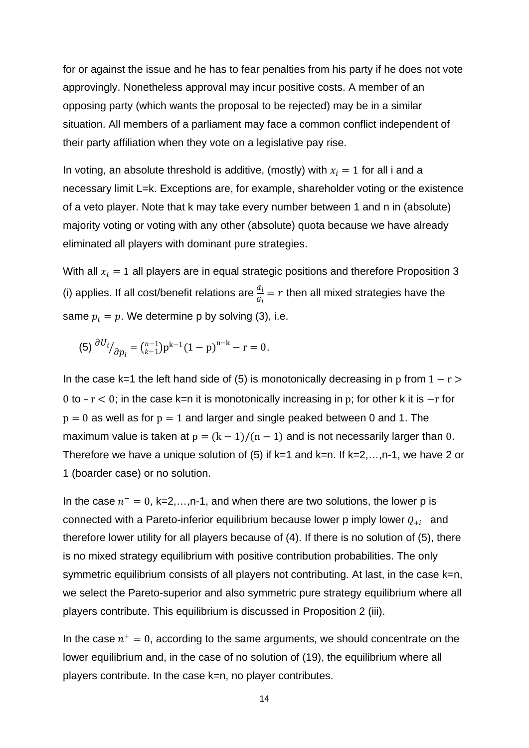for or against the issue and he has to fear penalties from his party if he does not vote approvingly. Nonetheless approval may incur positive costs. A member of an opposing party (which wants the proposal to be rejected) may be in a similar situation. All members of a parliament may face a common conflict independent of their party affiliation when they vote on a legislative pay rise.

In voting, an absolute threshold is additive, (mostly) with $x_i = 1$ for all i and a necessary limit L=k. Exceptions are, for example, shareholder voting or the existence of a veto player. Note that k may take every number between 1 and n in (absolute) majority voting or voting with any other (absolute) quota because we have already eliminated all players with dominant pure strategies.

With all $x_i = 1$ all players are in equal strategic positions and therefore Proposition 3 (i) applies. If all cost/benefit relations are $\frac{d_i}{G_i} = r$ then all mixed strategies have the same $p_i = p$. We determine p by solving (3), i.e.

$$\text{(5)} \quad \partial U_i / \partial p_i = \binom{n-1}{k-1} p^{k-1} (1-p)^{n-k} - r = 0.$$

In the case k=1 the left hand side of (5) is monotonically decreasing in $p$ from $1 - r > 0$ to $-r < 0$; in the case k=n it is monotonically increasing in $p$; for other k it is $-r$ for $p = 0$ as well as for $p = 1$ and larger and single peaked between 0 and 1. The maximum value is taken at $p = (k-1)/(n-1)$ and is not necessarily larger than $0$. Therefore we have a unique solution of (5) if k=1 and k=n. If k=2,…,n-1, we have 2 or 1 (boarder case) or no solution.

In the case $n^- = 0$, k=2,…,n-1, and when there are two solutions, the lower p is connected with a Pareto-inferior equilibrium because lower p imply lower $Q_{+i}$ and therefore lower utility for all players because of (4). If there is no solution of (5), there is no mixed strategy equilibrium with positive contribution probabilities. The only symmetric equilibrium consists of all players not contributing. At last, in the case k=n, we select the Pareto-superior and also symmetric pure strategy equilibrium where all players contribute. This equilibrium is discussed in Proposition 2 (iii).

In the case $n^+ = 0$, according to the same arguments, we should concentrate on the lower equilibrium and, in the case of no solution of (19), the equilibrium where all players contribute. In the case k=n, no player contributes.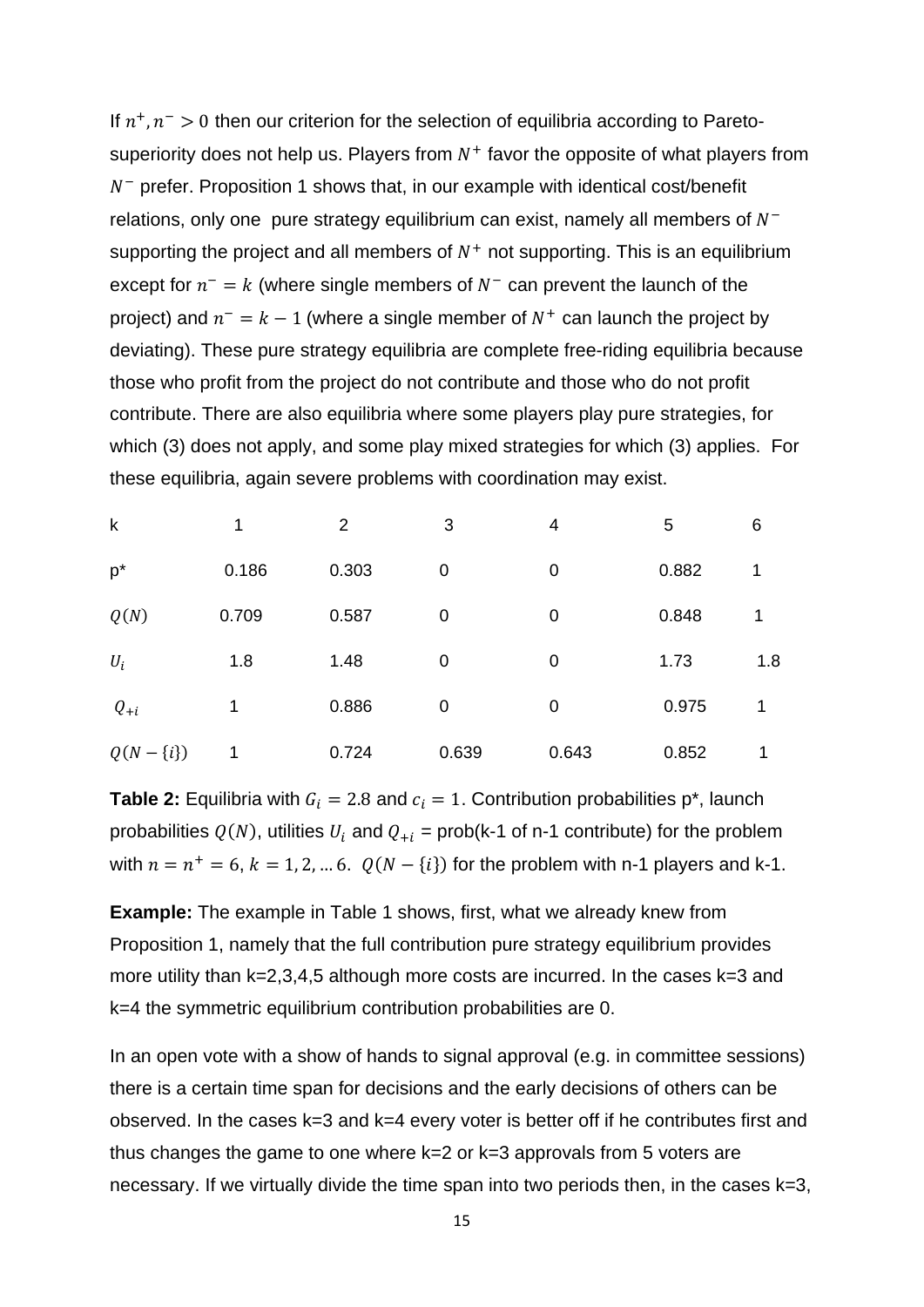If $n^+, n^- > 0$ then our criterion for the selection of equilibria according to Pareto-superiority does not help us. Players from $N^+$ favor the opposite of what players from $N^-$ prefer. Proposition 1 shows that, in our example with identical cost/benefit relations, only one pure strategy equilibrium can exist, namely all members of $N^-$ supporting the project and all members of $N^+$ not supporting. This is an equilibrium except for $n^- = k$ (where single members of $N^-$ can prevent the launch of the project) and $n^- = k - 1$ (where a single member of $N^+$ can launch the project by deviating). These pure strategy equilibria are complete free-riding equilibria because those who profit from the project do not contribute and those who do not profit contribute. There are also equilibria where some players play pure strategies, for which (3) does not apply, and some play mixed strategies for which (3) applies. For these equilibria, again severe problems with coordination may exist.

| k | 1 | 2 | 3 | 4 | 5 | 6 |
|---|---|---|---|---|---|---|
| p* | 0.186 | 0.303 | 0 | 0 | 0.882 | 1 |
| $Q(N)$ | 0.709 | 0.587 | 0 | 0 | 0.848 | 1 |
| $U_i$ | 1.8 | 1.48 | 0 | 0 | 1.73 | 1.8 |
| $Q_{+i}$ | 1 | 0.886 | 0 | 0 | 0.975 | 1 |
| $Q(N-\{i\})$ | 1 | 0.724 | 0.639 | 0.643 | 0.852 | 1 |

**Table 2:** Equilibria with $G_i = 2.8$ and $c_i = 1$. Contribution probabilities p*, launch probabilities $Q(N)$, utilities $U_i$ and $Q_{+i}$ = prob(k-1 of n-1 contribute) for the problem with $n = n^+ = 6$, $k = 1, 2, \ldots 6$. $Q(N - \{i\})$ for the problem with n-1 players and k-1.

**Example:** The example in Table 1 shows, first, what we already knew from Proposition 1, namely that the full contribution pure strategy equilibrium provides more utility than k=2,3,4,5 although more costs are incurred. In the cases k=3 and k=4 the symmetric equilibrium contribution probabilities are 0.

In an open vote with a show of hands to signal approval (e.g. in committee sessions) there is a certain time span for decisions and the early decisions of others can be observed. In the cases k=3 and k=4 every voter is better off if he contributes first and thus changes the game to one where k=2 or k=3 approvals from 5 voters are necessary. If we virtually divide the time span into two periods then, in the cases k=3,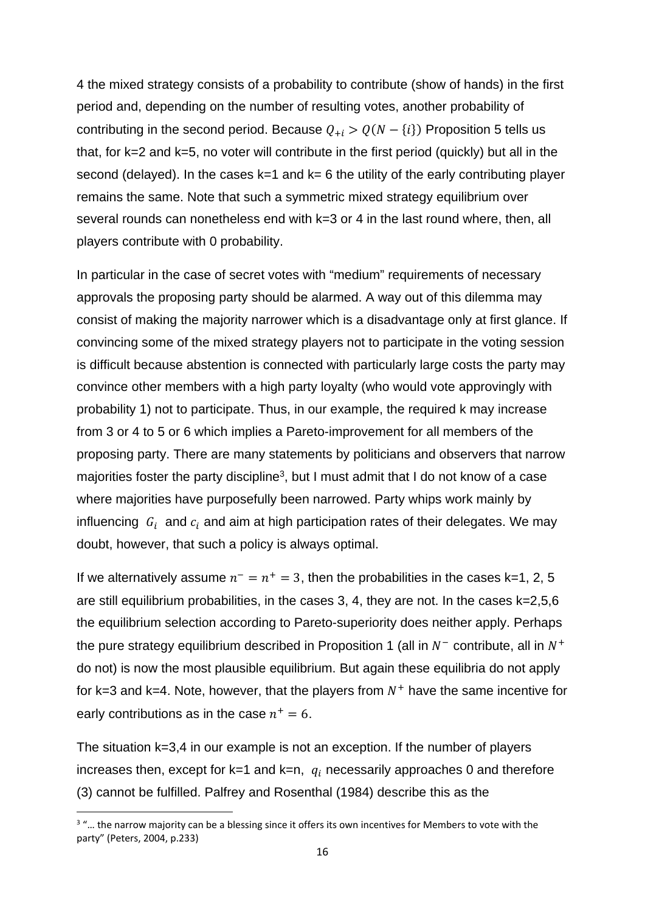4 the mixed strategy consists of a probability to contribute (show of hands) in the first period and, depending on the number of resulting votes, another probability of contributing in the second period. Because $Q_{+i} > Q(N - \{i\})$ Proposition 5 tells us that, for k=2 and k=5, no voter will contribute in the first period (quickly) but all in the second (delayed). In the cases k=1 and k= 6 the utility of the early contributing player remains the same. Note that such a symmetric mixed strategy equilibrium over several rounds can nonetheless end with k=3 or 4 in the last round where, then, all players contribute with 0 probability.

In particular in the case of secret votes with "medium" requirements of necessary approvals the proposing party should be alarmed. A way out of this dilemma may consist of making the majority narrower which is a disadvantage only at first glance. If convincing some of the mixed strategy players not to participate in the voting session is difficult because abstention is connected with particularly large costs the party may convince other members with a high party loyalty (who would vote approvingly with probability 1) not to participate. Thus, in our example, the required k may increase from 3 or 4 to 5 or 6 which implies a Pareto-improvement for all members of the proposing party. There are many statements by politicians and observers that narrow majorities foster the party discipline[3], but I must admit that I do not know of a case where majorities have purposefully been narrowed. Party whips work mainly by influencing $G_i$ and $c_i$ and aim at high participation rates of their delegates. We may doubt, however, that such a policy is always optimal.

If we alternatively assume $n^- = n^+ = 3$, then the probabilities in the cases k=1, 2, 5 are still equilibrium probabilities, in the cases 3, 4, they are not. In the cases k=2,5,6 the equilibrium selection according to Pareto-superiority does neither apply. Perhaps the pure strategy equilibrium described in Proposition 1 (all in $N^-$ contribute, all in $N^+$ do not) is now the most plausible equilibrium. But again these equilibria do not apply for k=3 and k=4. Note, however, that the players from $N^+$ have the same incentive for early contributions as in the case $n^+ = 6$.

The situation k=3,4 in our example is not an exception. If the number of players increases then, except for k=1 and k=n, $q_i$ necessarily approaches 0 and therefore (3) cannot be fulfilled. Palfrey and Rosenthal (1984) describe this as the

[3] "… the narrow majority can be a blessing since it offers its own incentives for Members to vote with the party" (Peters, 2004, p.233)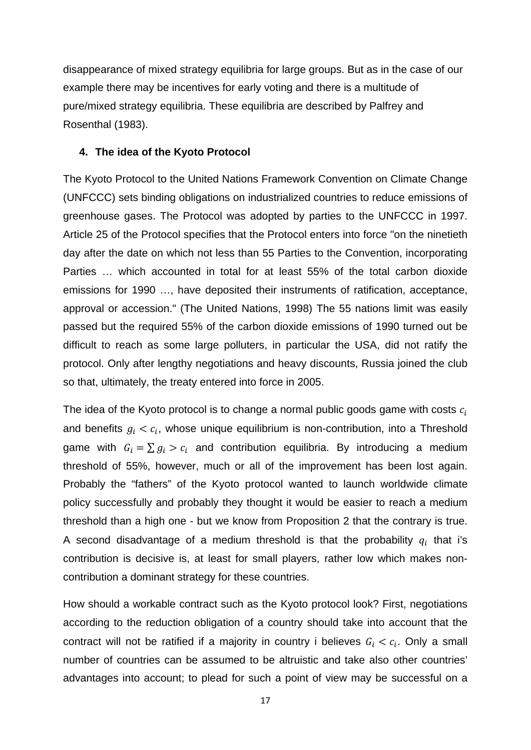disappearance of mixed strategy equilibria for large groups. But as in the case of our example there may be incentives for early voting and there is a multitude of pure/mixed strategy equilibria. These equilibria are described by Palfrey and Rosenthal (1983).

## 4. The idea of the Kyoto Protocol

The Kyoto Protocol to the United Nations Framework Convention on Climate Change (UNFCCC) sets binding obligations on industrialized countries to reduce emissions of greenhouse gases. The Protocol was adopted by parties to the UNFCCC in 1997. Article 25 of the Protocol specifies that the Protocol enters into force "on the ninetieth day after the date on which not less than 55 Parties to the Convention, incorporating Parties … which accounted in total for at least 55% of the total carbon dioxide emissions for 1990 …, have deposited their instruments of ratification, acceptance, approval or accession." (The United Nations, 1998) The 55 nations limit was easily passed but the required 55% of the carbon dioxide emissions of 1990 turned out be difficult to reach as some large polluters, in particular the USA, did not ratify the protocol. Only after lengthy negotiations and heavy discounts, Russia joined the club so that, ultimately, the treaty entered into force in 2005.

The idea of the Kyoto protocol is to change a normal public goods game with costs $c_i$ and benefits $g_i < c_i$, whose unique equilibrium is non-contribution, into a Threshold game with $G_i = \sum g_i > c_i$ and contribution equilibria. By introducing a medium threshold of 55%, however, much or all of the improvement has been lost again. Probably the "fathers" of the Kyoto protocol wanted to launch worldwide climate policy successfully and probably they thought it would be easier to reach a medium threshold than a high one - but we know from Proposition 2 that the contrary is true. A second disadvantage of a medium threshold is that the probability $q_i$ that i's contribution is decisive is, at least for small players, rather low which makes non-contribution a dominant strategy for these countries.

How should a workable contract such as the Kyoto protocol look? First, negotiations according to the reduction obligation of a country should take into account that the contract will not be ratified if a majority in country i believes $G_i < c_i$. Only a small number of countries can be assumed to be altruistic and take also other countries' advantages into account; to plead for such a point of view may be successful on a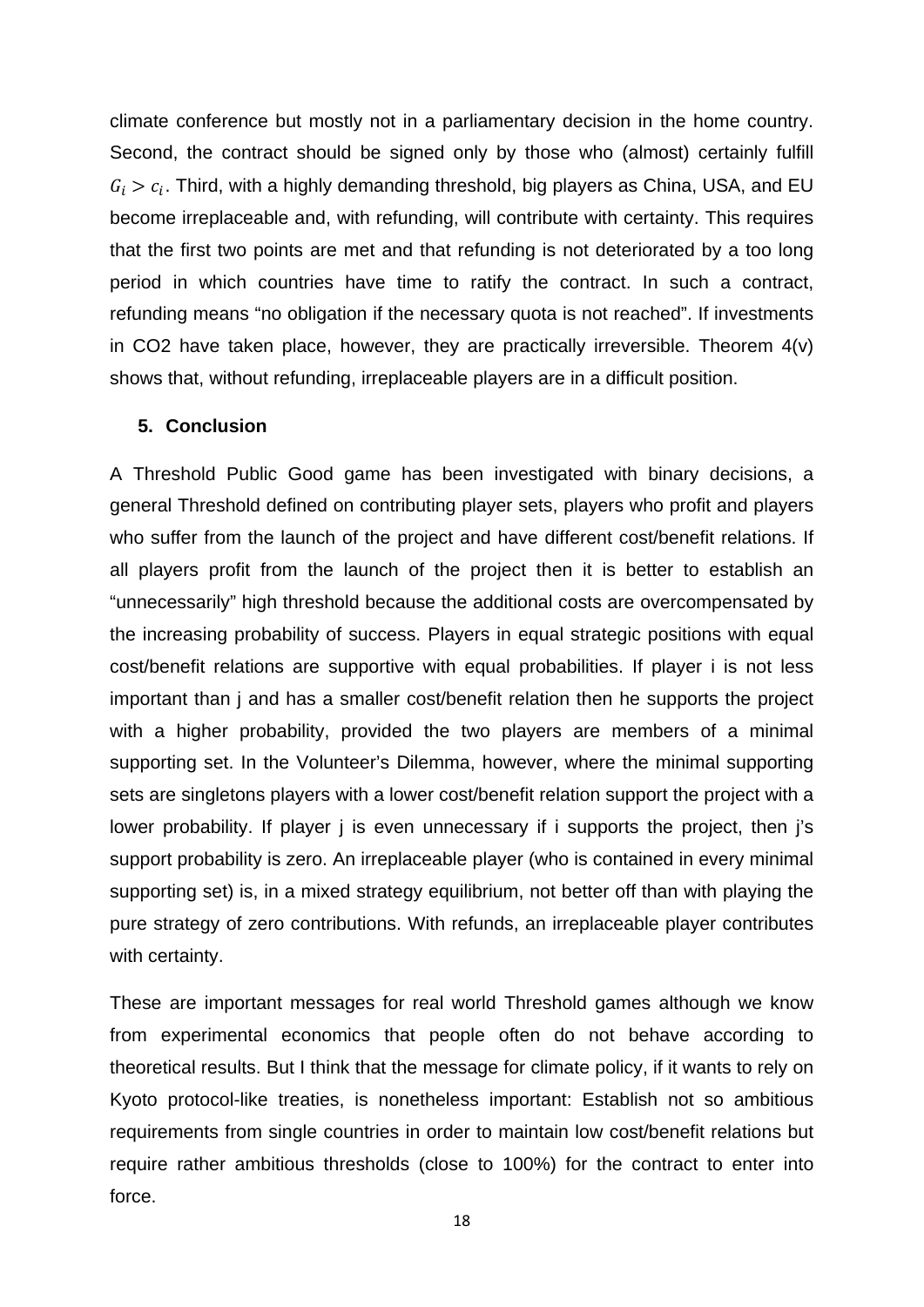climate conference but mostly not in a parliamentary decision in the home country. Second, the contract should be signed only by those who (almost) certainly fulfill $G_i > c_i$. Third, with a highly demanding threshold, big players as China, USA, and EU become irreplaceable and, with refunding, will contribute with certainty. This requires that the first two points are met and that refunding is not deteriorated by a too long period in which countries have time to ratify the contract. In such a contract, refunding means "no obligation if the necessary quota is not reached". If investments in CO2 have taken place, however, they are practically irreversible. Theorem 4(v) shows that, without refunding, irreplaceable players are in a difficult position.

## 5. Conclusion

A Threshold Public Good game has been investigated with binary decisions, a general Threshold defined on contributing player sets, players who profit and players who suffer from the launch of the project and have different cost/benefit relations. If all players profit from the launch of the project then it is better to establish an "unnecessarily" high threshold because the additional costs are overcompensated by the increasing probability of success. Players in equal strategic positions with equal cost/benefit relations are supportive with equal probabilities. If player i is not less important than j and has a smaller cost/benefit relation then he supports the project with a higher probability, provided the two players are members of a minimal supporting set. In the Volunteer's Dilemma, however, where the minimal supporting sets are singletons players with a lower cost/benefit relation support the project with a lower probability. If player j is even unnecessary if i supports the project, then j's support probability is zero. An irreplaceable player (who is contained in every minimal supporting set) is, in a mixed strategy equilibrium, not better off than with playing the pure strategy of zero contributions. With refunds, an irreplaceable player contributes with certainty.

These are important messages for real world Threshold games although we know from experimental economics that people often do not behave according to theoretical results. But I think that the message for climate policy, if it wants to rely on Kyoto protocol-like treaties, is nonetheless important: Establish not so ambitious requirements from single countries in order to maintain low cost/benefit relations but require rather ambitious thresholds (close to 100%) for the contract to enter into force.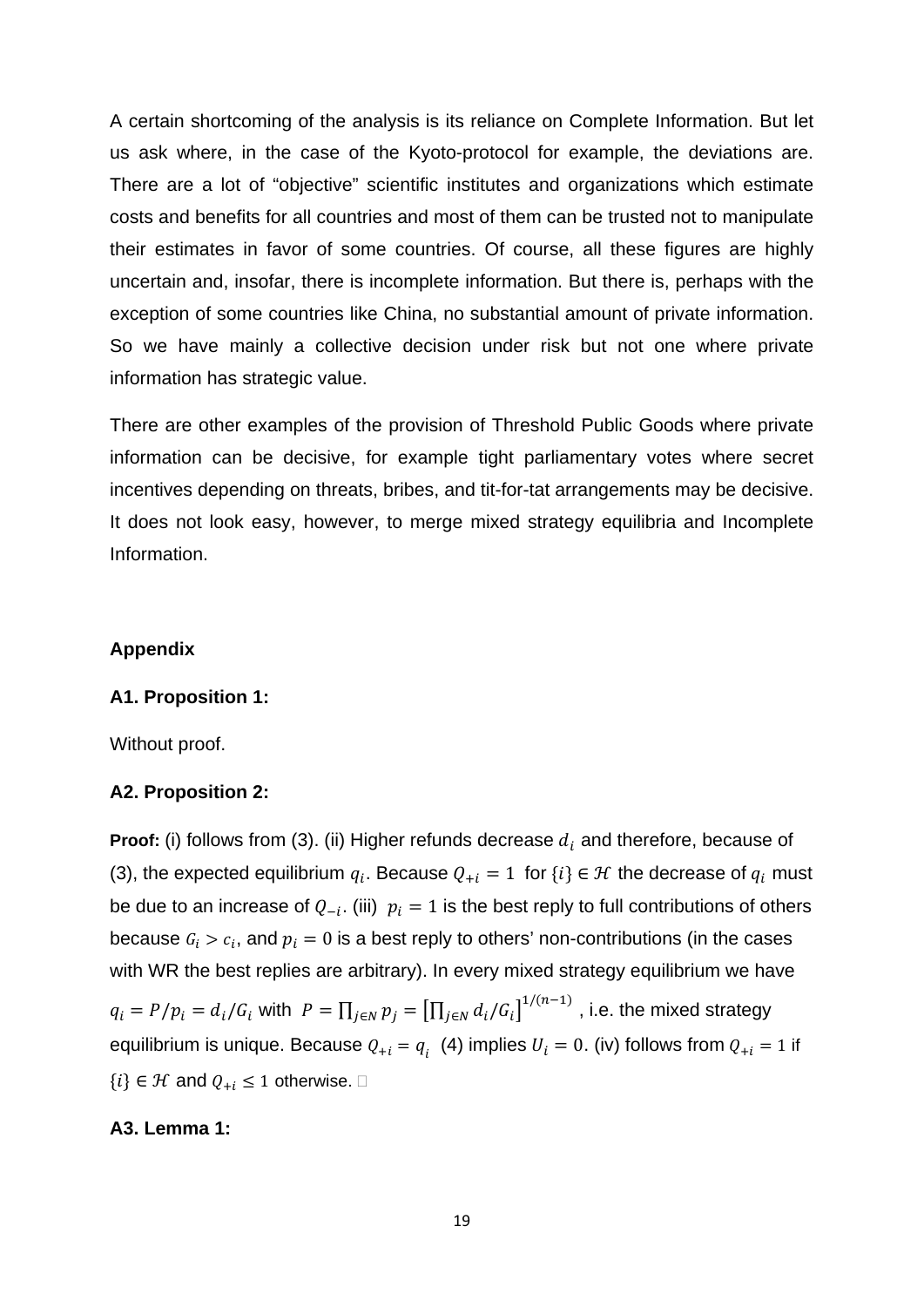A certain shortcoming of the analysis is its reliance on Complete Information. But let us ask where, in the case of the Kyoto-protocol for example, the deviations are. There are a lot of "objective" scientific institutes and organizations which estimate costs and benefits for all countries and most of them can be trusted not to manipulate their estimates in favor of some countries. Of course, all these figures are highly uncertain and, insofar, there is incomplete information. But there is, perhaps with the exception of some countries like China, no substantial amount of private information. So we have mainly a collective decision under risk but not one where private information has strategic value.

There are other examples of the provision of Threshold Public Goods where private information can be decisive, for example tight parliamentary votes where secret incentives depending on threats, bribes, and tit-for-tat arrangements may be decisive. It does not look easy, however, to merge mixed strategy equilibria and Incomplete Information.

## Appendix

### A1. Proposition 1:

Without proof.

### A2. Proposition 2:

**Proof:** (i) follows from (3). (ii) Higher refunds decrease $d_i$ and therefore, because of (3), the expected equilibrium $q_i$. Because $Q_{+i} = 1$ for $\{i\} \in \mathcal{H}$ the decrease of $q_i$ must be due to an increase of $Q_{-i}$. (iii) $p_i = 1$ is the best reply to full contributions of others because $G_i > c_i$, and $p_i = 0$ is a best reply to others' non-contributions (in the cases with WR the best replies are arbitrary). In every mixed strategy equilibrium we have $q_i = P/p_i = d_i/G_i$ with $P = \prod_{j \in N} p_j = \left[\prod_{j \in N} d_i/G_i\right]^{1/(n-1)}$, i.e. the mixed strategy equilibrium is unique. Because $Q_{+i} = q_i$ (4) implies $U_i = 0$. (iv) follows from $Q_{+i} = 1$ if $\{i\} \in \mathcal{H}$ and $Q_{+i} \leq 1$ otherwise. □

### A3. Lemma 1: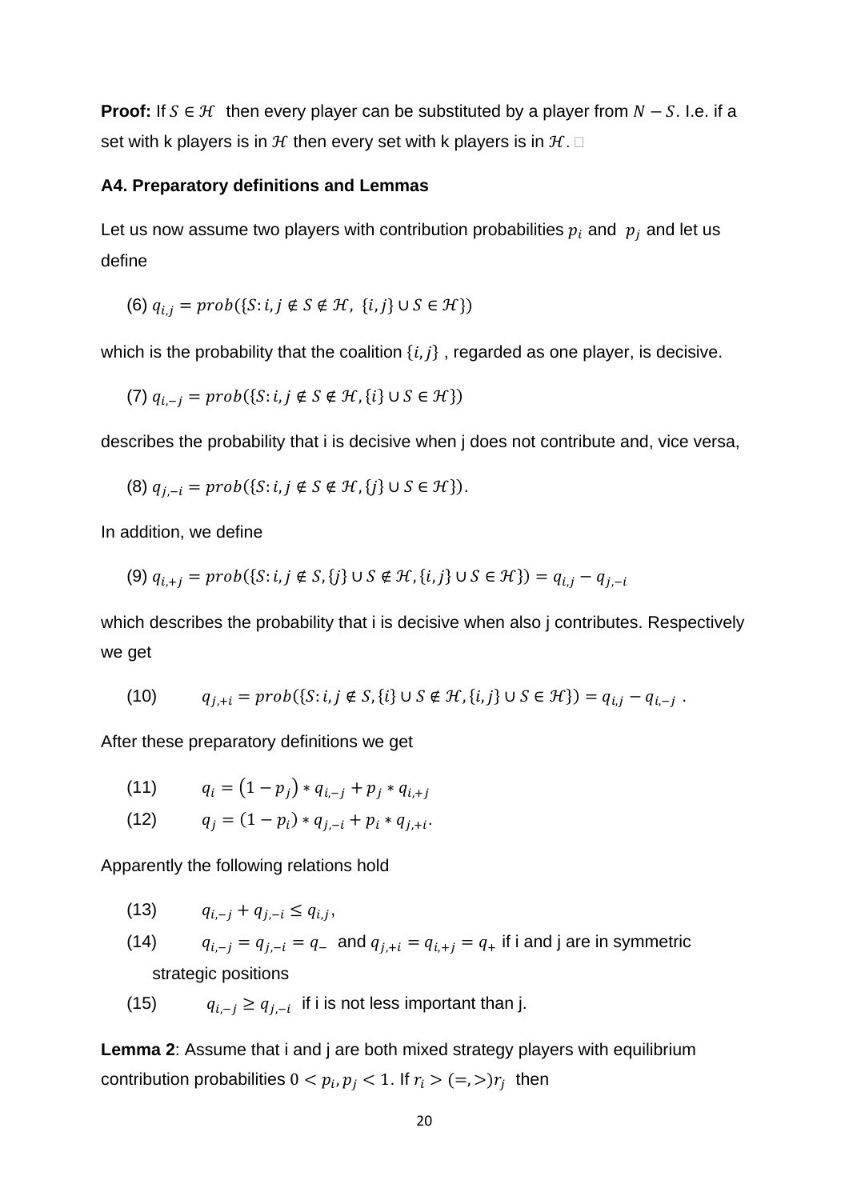**Proof:** If $S \in \mathcal{H}$ then every player can be substituted by a player from $N - S$. I.e. if a set with k players is in $\mathcal{H}$ then every set with k players is in $\mathcal{H}$. □

**A4. Preparatory definitions and Lemmas**

Let us now assume two players with contribution probabilities $p_i$ and $p_j$ and let us define

(6) $q_{i,j} = prob(\{S: i,j \notin S \notin \mathcal{H},\ \{i,j\} \cup S \in \mathcal{H}\})$

which is the probability that the coalition $\{i,j\}$ , regarded as one player, is decisive.

(7) $q_{i,-j} = prob(\{S: i,j \notin S \notin \mathcal{H}, \{i\} \cup S \in \mathcal{H}\})$

describes the probability that i is decisive when j does not contribute and, vice versa,

(8) $q_{j,-i} = prob(\{S: i,j \notin S \notin \mathcal{H}, \{j\} \cup S \in \mathcal{H}\})$.

In addition, we define

(9) $q_{i,+j} = prob(\{S: i,j \notin S, \{j\} \cup S \notin \mathcal{H}, \{i,j\} \cup S \in \mathcal{H}\}) = q_{i,j} - q_{j,-i}$

which describes the probability that i is decisive when also j contributes. Respectively we get

(10) $q_{j,+i} = prob(\{S: i,j \notin S, \{i\} \cup S \notin \mathcal{H}, \{i,j\} \cup S \in \mathcal{H}\}) = q_{i,j} - q_{i,-j}$ .

After these preparatory definitions we get

(11) $q_i = (1 - p_j) * q_{i,-j} + p_j * q_{i,+j}$

(12) $q_j = (1 - p_i) * q_{j,-i} + p_i * q_{j,+i}$.

Apparently the following relations hold

(13) $q_{i,-j} + q_{j,-i} \leq q_{i,j}$,

(14) $q_{i,-j} = q_{j,-i} = q_-$ and $q_{j,+i} = q_{i,+j} = q_+$ if i and j are in symmetric strategic positions

(15) $q_{i,-j} \geq q_{j,-i}$ if i is not less important than j.

**Lemma 2**: Assume that i and j are both mixed strategy players with equilibrium contribution probabilities $0 < p_i, p_j < 1$. If $r_i > (=,>) r_j$ then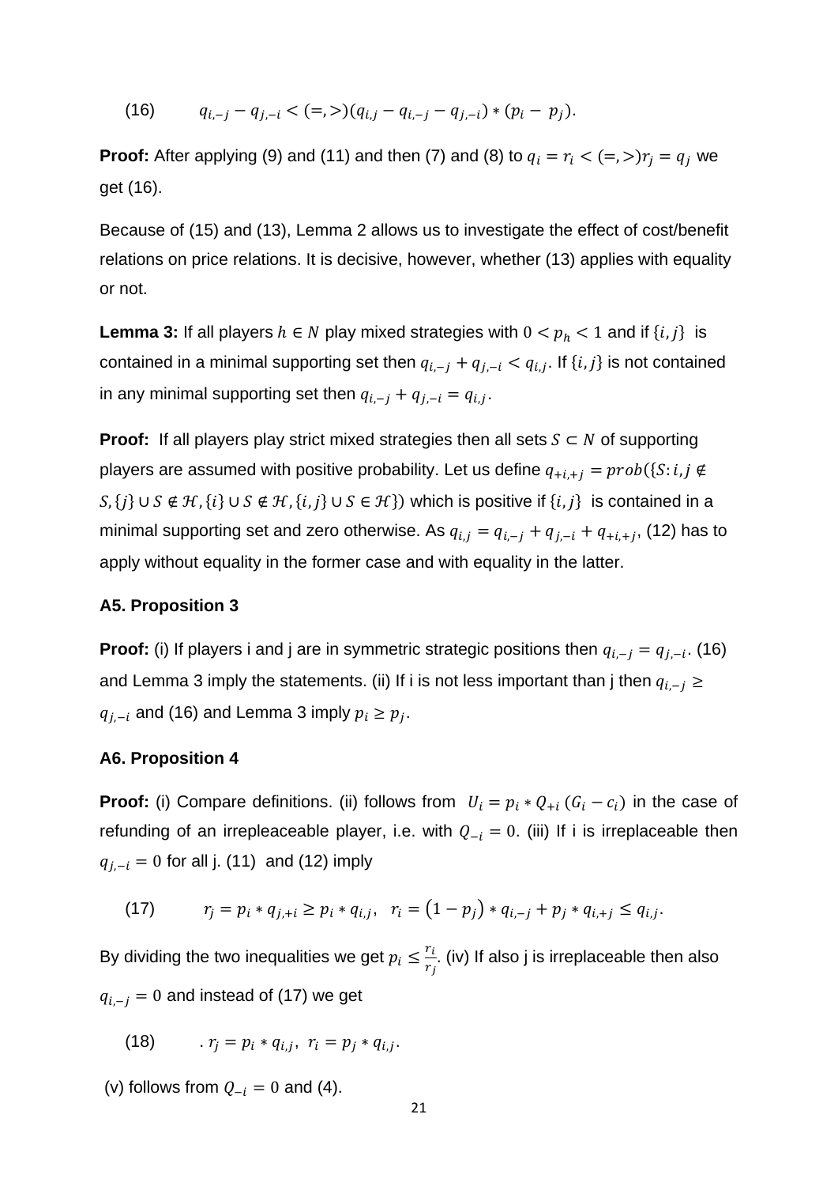$$(16) \qquad q_{i,-j} - q_{j,-i} < (=,>)(q_{i,j} - q_{i,-j} - q_{j,-i}) * (p_i - p_j).$$

**Proof:** After applying (9) and (11) and then (7) and (8) to $q_i = r_i < (=,>) r_j = q_j$ we get (16).

Because of (15) and (13), Lemma 2 allows us to investigate the effect of cost/benefit relations on price relations. It is decisive, however, whether (13) applies with equality or not.

**Lemma 3:** If all players $h \in N$ play mixed strategies with $0 < p_h < 1$ and if $\{i, j\}$ is contained in a minimal supporting set then $q_{i,-j} + q_{j,-i} < q_{i,j}$. If $\{i, j\}$ is not contained in any minimal supporting set then $q_{i,-j} + q_{j,-i} = q_{i,j}$.

**Proof:** If all players play strict mixed strategies then all sets $S \subset N$ of supporting players are assumed with positive probability. Let us define $q_{+i,+j} = prob(\{S: i, j \notin S, \{j\} \cup S \notin \mathcal{H}, \{i\} \cup S \notin \mathcal{H}, \{i, j\} \cup S \in \mathcal{H}\})$ which is positive if $\{i, j\}$ is contained in a minimal supporting set and zero otherwise. As $q_{i,j} = q_{i,-j} + q_{j,-i} + q_{+i,+j}$, (12) has to apply without equality in the former case and with equality in the latter.

### A5. Proposition 3

**Proof:** (i) If players i and j are in symmetric strategic positions then $q_{i,-j} = q_{j,-i}$. (16) and Lemma 3 imply the statements. (ii) If i is not less important than j then $q_{i,-j} \geq q_{j,-i}$ and (16) and Lemma 3 imply $p_i \geq p_j$.

### A6. Proposition 4

**Proof:** (i) Compare definitions. (ii) follows from $U_i = p_i * Q_{+i} (G_i - c_i)$ in the case of refunding of an irrepleaceable player, i.e. with $Q_{-i} = 0$. (iii) If i is irreplaceable then $q_{j,-i} = 0$ for all j. (11) and (12) imply

$$(17) \qquad r_j = p_i * q_{j,+i} \geq p_i * q_{i,j}, \quad r_i = (1 - p_j) * q_{i,-j} + p_j * q_{i,+j} \leq q_{i,j}.$$

By dividing the two inequalities we get $p_i \leq \frac{r_i}{r_j}$. (iv) If also j is irreplaceable then also $q_{i,-j} = 0$ and instead of (17) we get

$$(18) \qquad . \; r_j = p_i * q_{i,j}, \; r_i = p_j * q_{i,j}.$$

(v) follows from $Q_{-i} = 0$ and (4).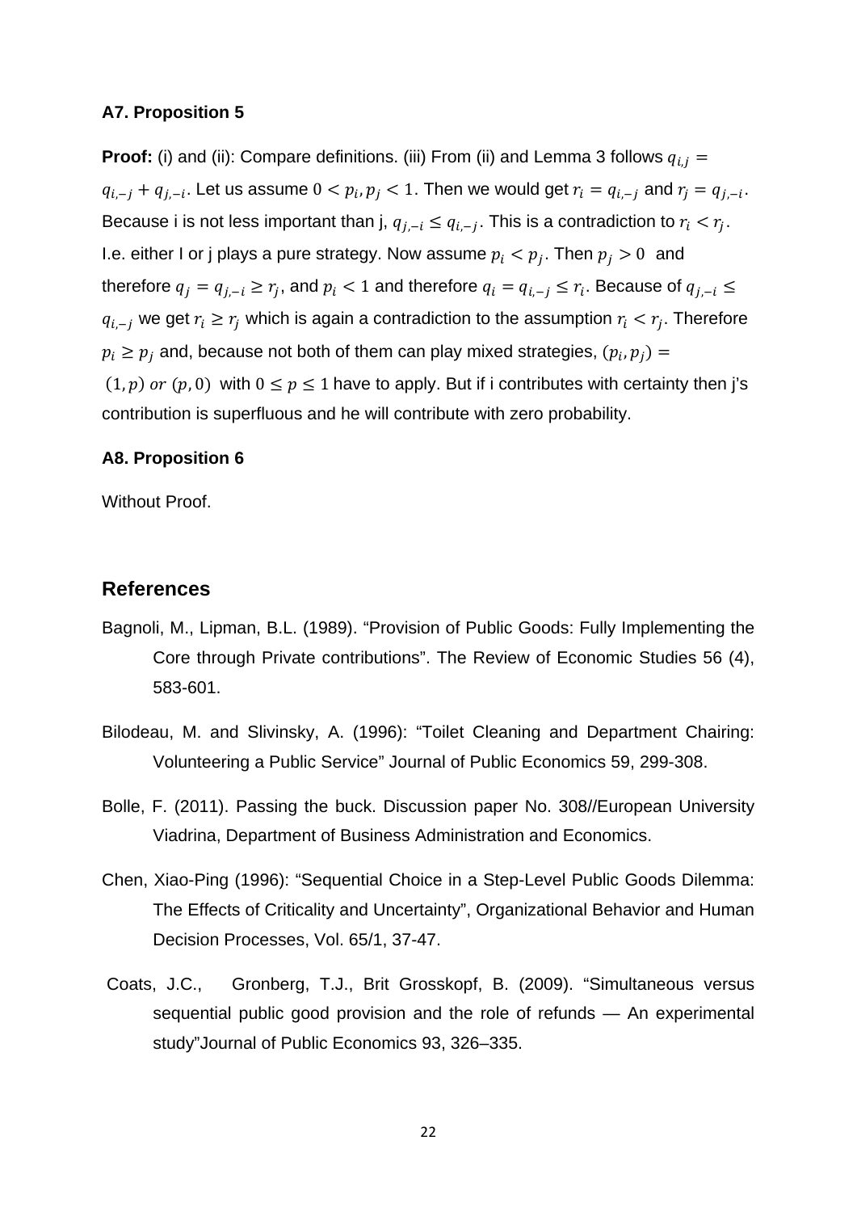### A7. Proposition 5

**Proof:** (i) and (ii): Compare definitions. (iii) From (ii) and Lemma 3 follows $q_{i,j} = q_{i,-j} + q_{j,-i}$. Let us assume $0 < p_i, p_j < 1$. Then we would get $r_i = q_{i,-j}$ and $r_j = q_{j,-i}$. Because i is not less important than j, $q_{j,-i} \leq q_{i,-j}$. This is a contradiction to $r_i < r_j$. I.e. either I or j plays a pure strategy. Now assume $p_i < p_j$. Then $p_j > 0$ and therefore $q_j = q_{j,-i} \geq r_j$, and $p_i < 1$ and therefore $q_i = q_{i,-j} \leq r_i$. Because of $q_{j,-i} \leq q_{i,-j}$ we get $r_i \geq r_j$ which is again a contradiction to the assumption $r_i < r_j$. Therefore $p_i \geq p_j$ and, because not both of them can play mixed strategies, $(p_i, p_j) = (1, p)\ or\ (p, 0)$ with $0 \leq p \leq 1$ have to apply. But if i contributes with certainty then j's contribution is superfluous and he will contribute with zero probability.

### A8. Proposition 6

Without Proof.

## References

Bagnoli, M., Lipman, B.L. (1989). "Provision of Public Goods: Fully Implementing the Core through Private contributions". The Review of Economic Studies 56 (4), 583-601.

Bilodeau, M. and Slivinsky, A. (1996): "Toilet Cleaning and Department Chairing: Volunteering a Public Service" Journal of Public Economics 59, 299-308.

Bolle, F. (2011). Passing the buck. Discussion paper No. 308//European University Viadrina, Department of Business Administration and Economics.

Chen, Xiao-Ping (1996): "Sequential Choice in a Step-Level Public Goods Dilemma: The Effects of Criticality and Uncertainty", Organizational Behavior and Human Decision Processes, Vol. 65/1, 37-47.

Coats, J.C., Gronberg, T.J., Brit Grosskopf, B. (2009). "Simultaneous versus sequential public good provision and the role of refunds — An experimental study"Journal of Public Economics 93, 326–335.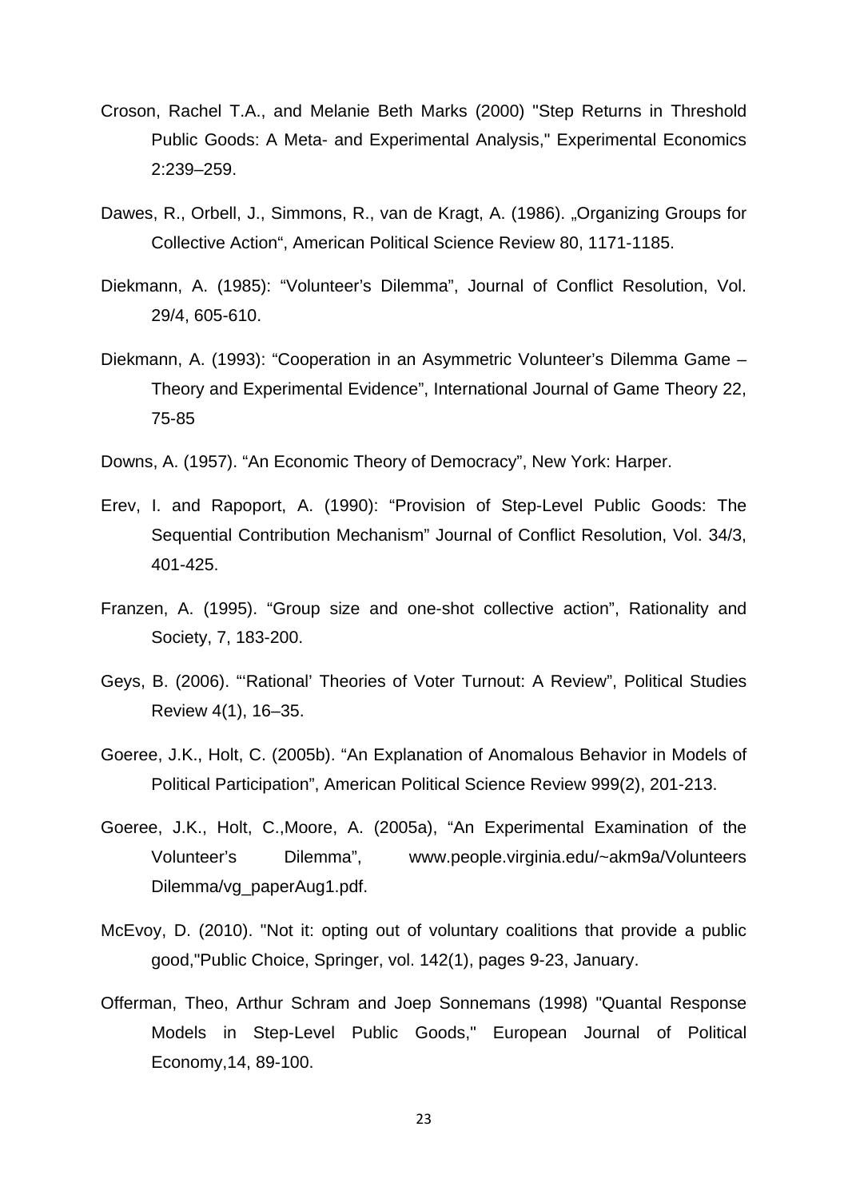Croson, Rachel T.A., and Melanie Beth Marks (2000) "Step Returns in Threshold Public Goods: A Meta- and Experimental Analysis," Experimental Economics 2:239–259.

Dawes, R., Orbell, J., Simmons, R., van de Kragt, A. (1986). „Organizing Groups for Collective Action“, American Political Science Review 80, 1171-1185.

Diekmann, A. (1985): “Volunteer’s Dilemma”, Journal of Conflict Resolution, Vol. 29/4, 605-610.

Diekmann, A. (1993): “Cooperation in an Asymmetric Volunteer’s Dilemma Game – Theory and Experimental Evidence”, International Journal of Game Theory 22, 75-85

Downs, A. (1957). “An Economic Theory of Democracy”, New York: Harper.

Erev, I. and Rapoport, A. (1990): “Provision of Step-Level Public Goods: The Sequential Contribution Mechanism” Journal of Conflict Resolution, Vol. 34/3, 401-425.

Franzen, A. (1995). “Group size and one-shot collective action”, Rationality and Society, 7, 183-200.

Geys, B. (2006). “‘Rational’ Theories of Voter Turnout: A Review”, Political Studies Review 4(1), 16–35.

Goeree, J.K., Holt, C. (2005b). “An Explanation of Anomalous Behavior in Models of Political Participation”, American Political Science Review 999(2), 201-213.

Goeree, J.K., Holt, C.,Moore, A. (2005a), “An Experimental Examination of the Volunteer’s Dilemma”, www.people.virginia.edu/~akm9a/Volunteers Dilemma/vg_paperAug1.pdf.

McEvoy, D. (2010). "Not it: opting out of voluntary coalitions that provide a public good,"Public Choice, Springer, vol. 142(1), pages 9-23, January.

Offerman, Theo, Arthur Schram and Joep Sonnemans (1998) "Quantal Response Models in Step-Level Public Goods," European Journal of Political Economy,14, 89-100.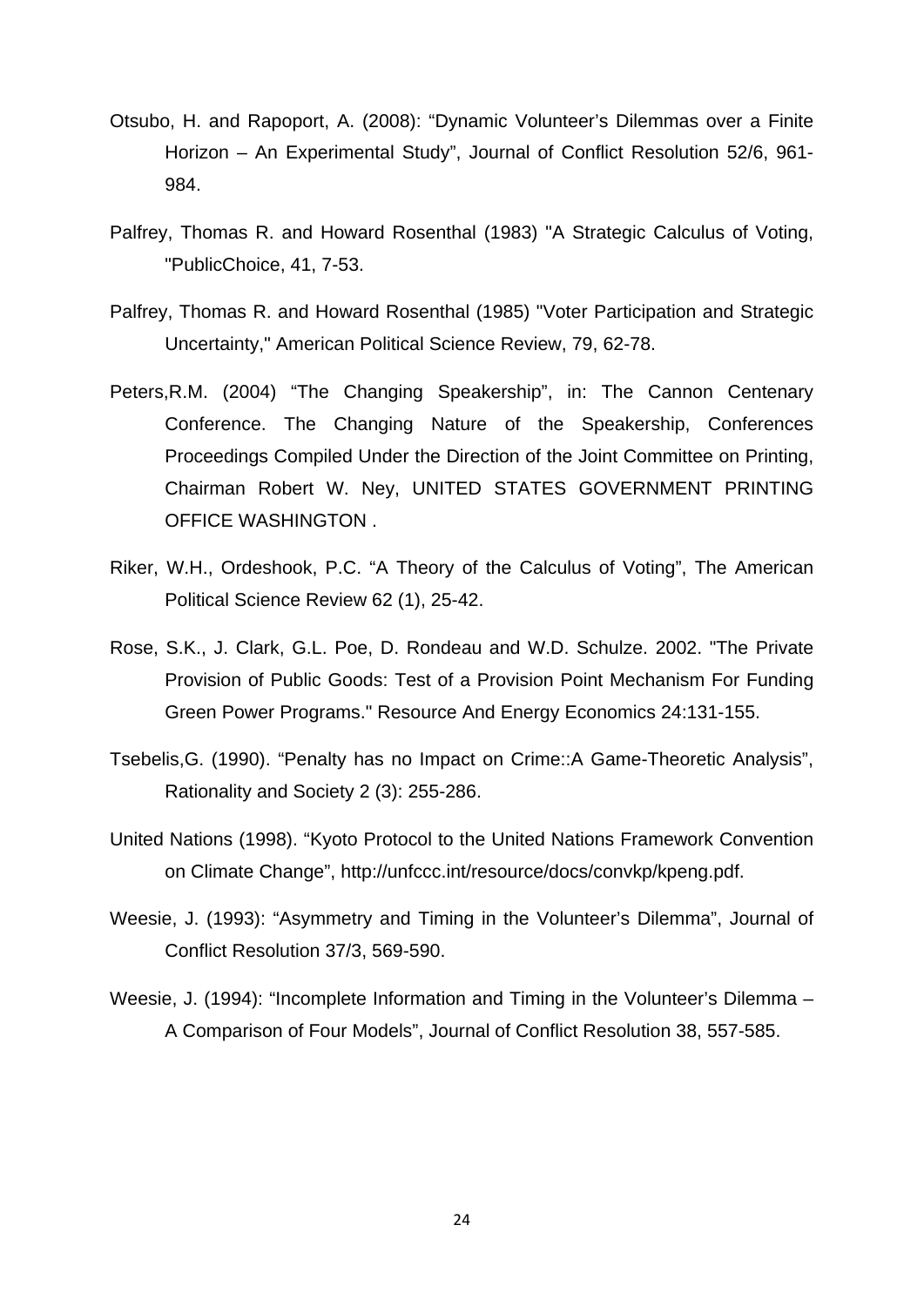Otsubo, H. and Rapoport, A. (2008): “Dynamic Volunteer’s Dilemmas over a Finite Horizon – An Experimental Study”, Journal of Conflict Resolution 52/6, 961-984.

Palfrey, Thomas R. and Howard Rosenthal (1983) "A Strategic Calculus of Voting, "PublicChoice, 41, 7-53.

Palfrey, Thomas R. and Howard Rosenthal (1985) "Voter Participation and Strategic Uncertainty," American Political Science Review, 79, 62-78.

Peters,R.M. (2004) “The Changing Speakership”, in: The Cannon Centenary Conference. The Changing Nature of the Speakership, Conferences Proceedings Compiled Under the Direction of the Joint Committee on Printing, Chairman Robert W. Ney, UNITED STATES GOVERNMENT PRINTING OFFICE WASHINGTON .

Riker, W.H., Ordeshook, P.C. “A Theory of the Calculus of Voting”, The American Political Science Review 62 (1), 25-42.

Rose, S.K., J. Clark, G.L. Poe, D. Rondeau and W.D. Schulze. 2002. "The Private Provision of Public Goods: Test of a Provision Point Mechanism For Funding Green Power Programs." Resource And Energy Economics 24:131-155.

Tsebelis,G. (1990). “Penalty has no Impact on Crime::A Game-Theoretic Analysis”, Rationality and Society 2 (3): 255-286.

United Nations (1998). “Kyoto Protocol to the United Nations Framework Convention on Climate Change”, http://unfccc.int/resource/docs/convkp/kpeng.pdf.

Weesie, J. (1993): “Asymmetry and Timing in the Volunteer’s Dilemma”, Journal of Conflict Resolution 37/3, 569-590.

Weesie, J. (1994): “Incomplete Information and Timing in the Volunteer’s Dilemma – A Comparison of Four Models”, Journal of Conflict Resolution 38, 557-585.